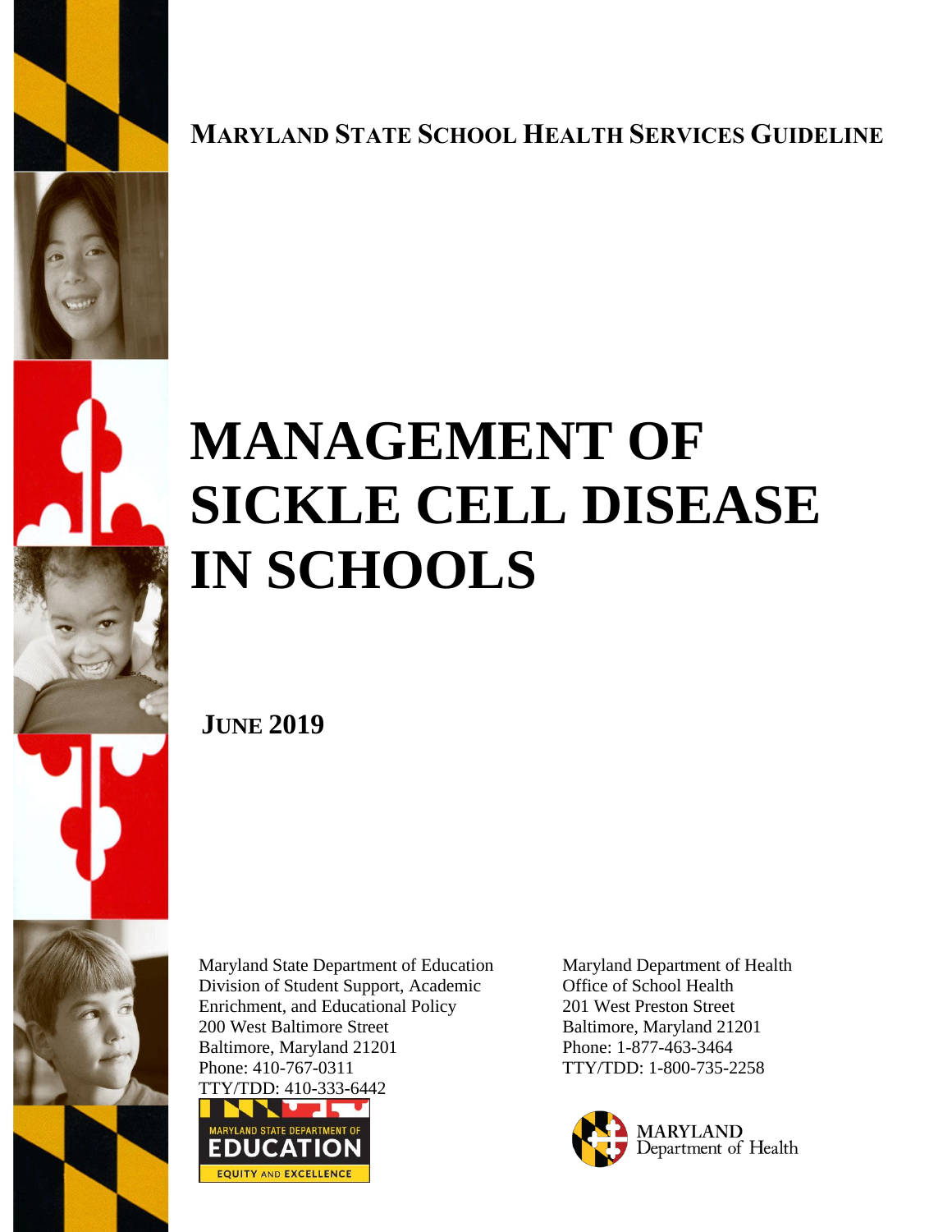**MARYLAND STATE SCHOOL HEALTH SERVICES GUIDELINE**

# MANAGEMENT OF SICKLE CELL DISEASE IN SCHOOLS

**JUNE 2019**

Maryland State Department of Education
Division of Student Support, Academic Enrichment, and Educational Policy
200 West Baltimore Street
Baltimore, Maryland 21201
Phone: 410-767-0311
TTY/TDD: 410-333-6442

MARYLAND STATE DEPARTMENT OF EDUCATION
EQUITY AND EXCELLENCE

Maryland Department of Health
Office of School Health
201 West Preston Street
Baltimore, Maryland 21201
Phone: 1-877-463-3464
TTY/TDD: 1-800-735-2258

MARYLAND Department of Health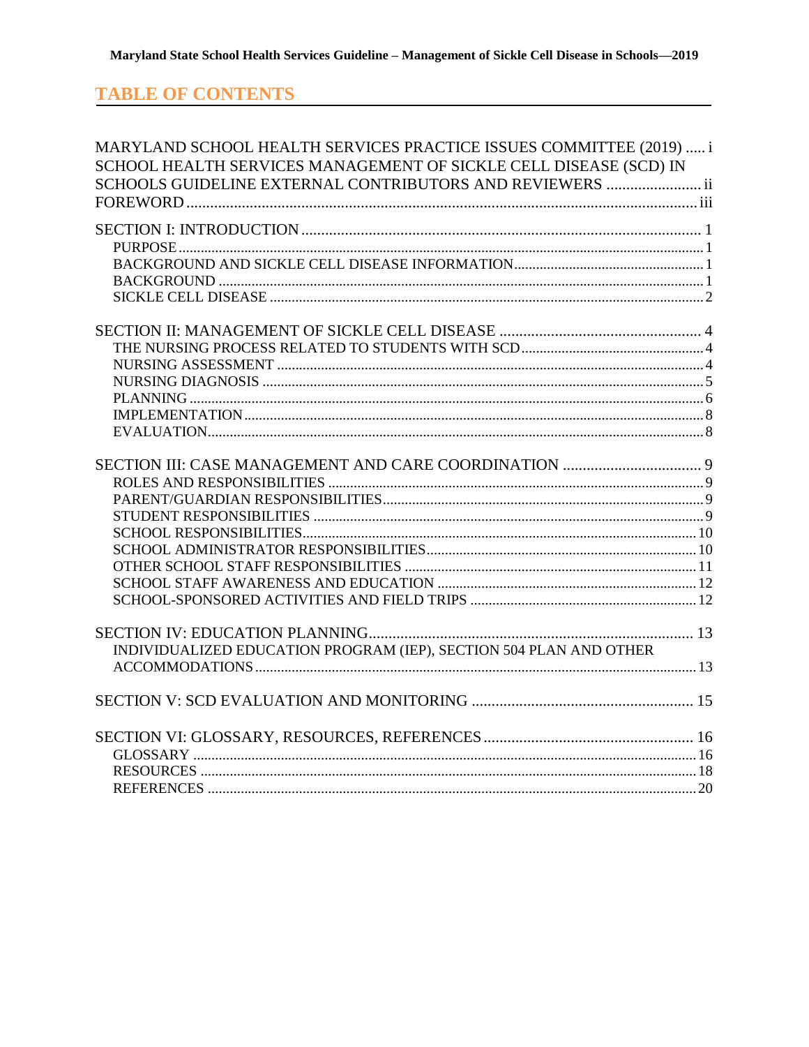# TABLE OF CONTENTS

MARYLAND SCHOOL HEALTH SERVICES PRACTICE ISSUES COMMITTEE (2019) ..... i
SCHOOL HEALTH SERVICES MANAGEMENT OF SICKLE CELL DISEASE (SCD) IN SCHOOLS GUIDELINE EXTERNAL CONTRIBUTORS AND REVIEWERS ........................ ii
FOREWORD ........ iii

SECTION I: INTRODUCTION ........ 1
- PURPOSE ........ 1
- BACKGROUND AND SICKLE CELL DISEASE INFORMATION ........ 1
- BACKGROUND ........ 1
- SICKLE CELL DISEASE ........ 2

SECTION II: MANAGEMENT OF SICKLE CELL DISEASE ........ 4
- THE NURSING PROCESS RELATED TO STUDENTS WITH SCD ........ 4
- NURSING ASSESSMENT ........ 4
- NURSING DIAGNOSIS ........ 5
- PLANNING ........ 6
- IMPLEMENTATION ........ 8
- EVALUATION ........ 8

SECTION III: CASE MANAGEMENT AND CARE COORDINATION ........ 9
- ROLES AND RESPONSIBILITIES ........ 9
- PARENT/GUARDIAN RESPONSIBILITIES ........ 9
- STUDENT RESPONSIBILITIES ........ 9
- SCHOOL RESPONSIBILITIES ........ 10
- SCHOOL ADMINISTRATOR RESPONSIBILITIES ........ 10
- OTHER SCHOOL STAFF RESPONSIBILITIES ........ 11
- SCHOOL STAFF AWARENESS AND EDUCATION ........ 12
- SCHOOL-SPONSORED ACTIVITIES AND FIELD TRIPS ........ 12

SECTION IV: EDUCATION PLANNING ........ 13
- INDIVIDUALIZED EDUCATION PROGRAM (IEP), SECTION 504 PLAN AND OTHER ACCOMMODATIONS ........ 13

SECTION V: SCD EVALUATION AND MONITORING ........ 15

SECTION VI: GLOSSARY, RESOURCES, REFERENCES ........ 16
- GLOSSARY ........ 16
- RESOURCES ........ 18
- REFERENCES ........ 20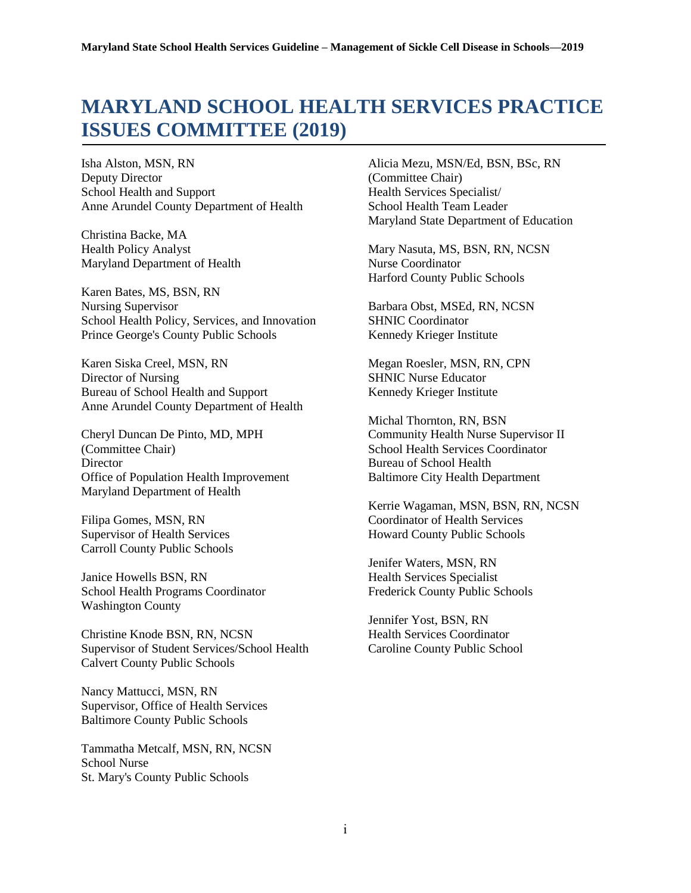# MARYLAND SCHOOL HEALTH SERVICES PRACTICE ISSUES COMMITTEE (2019)

Isha Alston, MSN, RN
Deputy Director
School Health and Support
Anne Arundel County Department of Health

Christina Backe, MA
Health Policy Analyst
Maryland Department of Health

Karen Bates, MS, BSN, RN
Nursing Supervisor
School Health Policy, Services, and Innovation
Prince George's County Public Schools

Karen Siska Creel, MSN, RN
Director of Nursing
Bureau of School Health and Support
Anne Arundel County Department of Health

Cheryl Duncan De Pinto, MD, MPH
(Committee Chair)
Director
Office of Population Health Improvement
Maryland Department of Health

Filipa Gomes, MSN, RN
Supervisor of Health Services
Carroll County Public Schools

Janice Howells BSN, RN
School Health Programs Coordinator
Washington County

Christine Knode BSN, RN, NCSN
Supervisor of Student Services/School Health
Calvert County Public Schools

Nancy Mattucci, MSN, RN
Supervisor, Office of Health Services
Baltimore County Public Schools

Tammatha Metcalf, MSN, RN, NCSN
School Nurse
St. Mary's County Public Schools

Alicia Mezu, MSN/Ed, BSN, BSc, RN
(Committee Chair)
Health Services Specialist/
School Health Team Leader
Maryland State Department of Education

Mary Nasuta, MS, BSN, RN, NCSN
Nurse Coordinator
Harford County Public Schools

Barbara Obst, MSEd, RN, NCSN
SHNIC Coordinator
Kennedy Krieger Institute

Megan Roesler, MSN, RN, CPN
SHNIC Nurse Educator
Kennedy Krieger Institute

Michal Thornton, RN, BSN
Community Health Nurse Supervisor II
School Health Services Coordinator
Bureau of School Health
Baltimore City Health Department

Kerrie Wagaman, MSN, BSN, RN, NCSN
Coordinator of Health Services
Howard County Public Schools

Jenifer Waters, MSN, RN
Health Services Specialist
Frederick County Public Schools

Jennifer Yost, BSN, RN
Health Services Coordinator
Caroline County Public School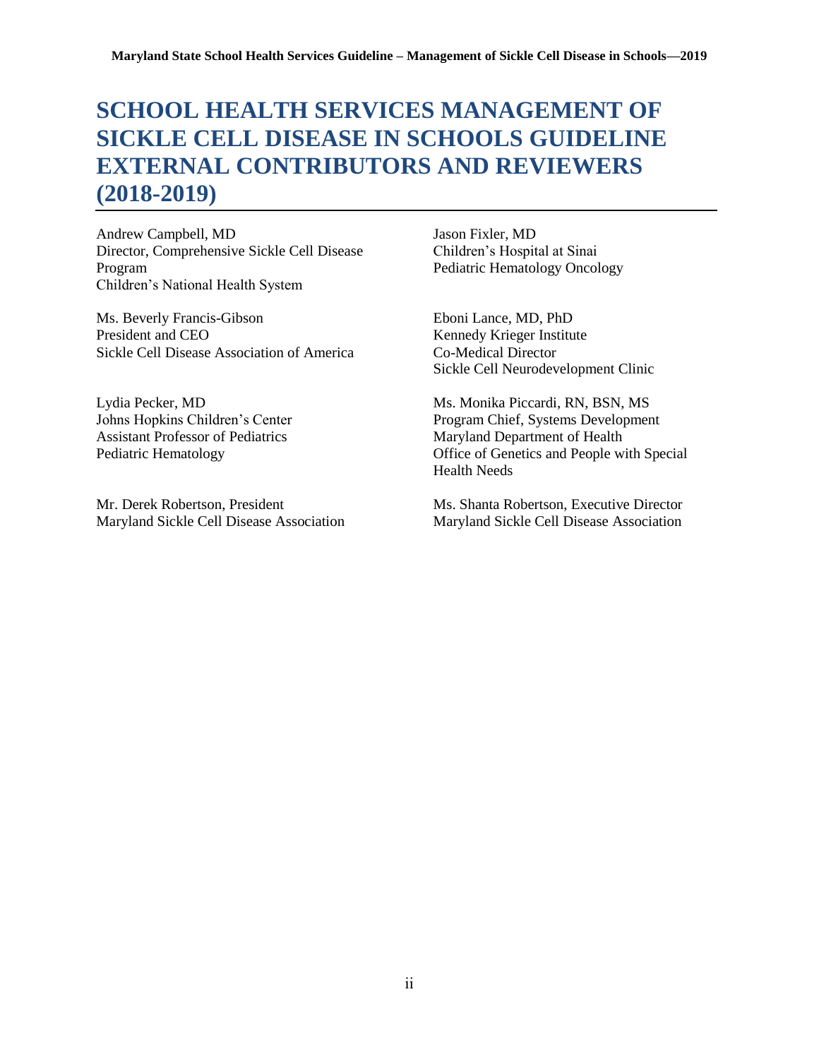# SCHOOL HEALTH SERVICES MANAGEMENT OF SICKLE CELL DISEASE IN SCHOOLS GUIDELINE EXTERNAL CONTRIBUTORS AND REVIEWERS (2018-2019)

Andrew Campbell, MD
Director, Comprehensive Sickle Cell Disease Program
Children's National Health System

Jason Fixler, MD
Children's Hospital at Sinai
Pediatric Hematology Oncology

Ms. Beverly Francis-Gibson
President and CEO
Sickle Cell Disease Association of America

Eboni Lance, MD, PhD
Kennedy Krieger Institute
Co-Medical Director
Sickle Cell Neurodevelopment Clinic

Lydia Pecker, MD
Johns Hopkins Children's Center
Assistant Professor of Pediatrics
Pediatric Hematology

Ms. Monika Piccardi, RN, BSN, MS
Program Chief, Systems Development
Maryland Department of Health
Office of Genetics and People with Special Health Needs

Mr. Derek Robertson, President
Maryland Sickle Cell Disease Association

Ms. Shanta Robertson, Executive Director
Maryland Sickle Cell Disease Association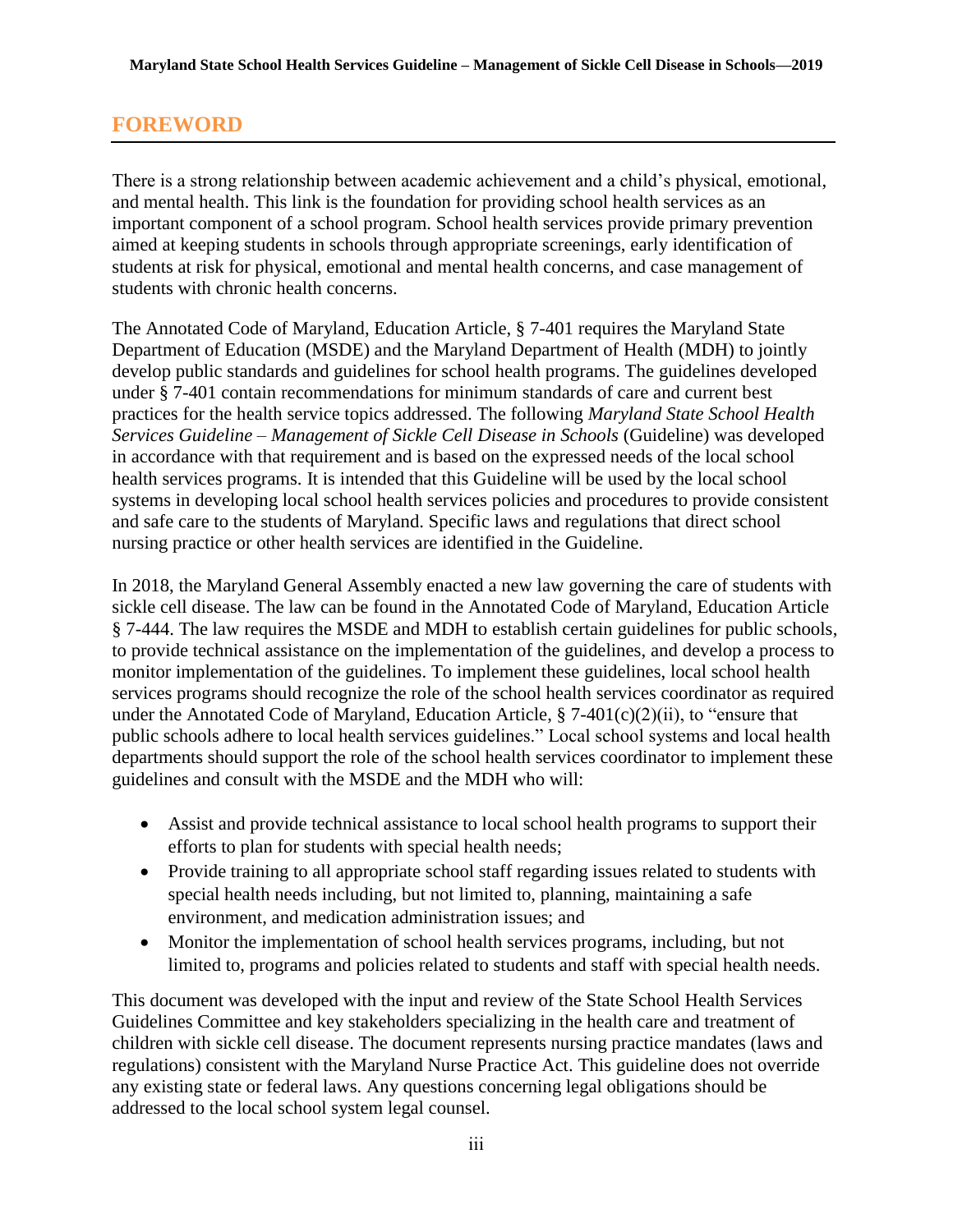## FOREWORD

There is a strong relationship between academic achievement and a child's physical, emotional, and mental health. This link is the foundation for providing school health services as an important component of a school program. School health services provide primary prevention aimed at keeping students in schools through appropriate screenings, early identification of students at risk for physical, emotional and mental health concerns, and case management of students with chronic health concerns.

The Annotated Code of Maryland, Education Article, § 7-401 requires the Maryland State Department of Education (MSDE) and the Maryland Department of Health (MDH) to jointly develop public standards and guidelines for school health programs. The guidelines developed under § 7-401 contain recommendations for minimum standards of care and current best practices for the health service topics addressed. The following *Maryland State School Health Services Guideline – Management of Sickle Cell Disease in Schools* (Guideline) was developed in accordance with that requirement and is based on the expressed needs of the local school health services programs. It is intended that this Guideline will be used by the local school systems in developing local school health services policies and procedures to provide consistent and safe care to the students of Maryland. Specific laws and regulations that direct school nursing practice or other health services are identified in the Guideline.

In 2018, the Maryland General Assembly enacted a new law governing the care of students with sickle cell disease. The law can be found in the Annotated Code of Maryland, Education Article § 7-444. The law requires the MSDE and MDH to establish certain guidelines for public schools, to provide technical assistance on the implementation of the guidelines, and develop a process to monitor implementation of the guidelines. To implement these guidelines, local school health services programs should recognize the role of the school health services coordinator as required under the Annotated Code of Maryland, Education Article, § 7-401(c)(2)(ii), to "ensure that public schools adhere to local health services guidelines." Local school systems and local health departments should support the role of the school health services coordinator to implement these guidelines and consult with the MSDE and the MDH who will:

- Assist and provide technical assistance to local school health programs to support their efforts to plan for students with special health needs;
- Provide training to all appropriate school staff regarding issues related to students with special health needs including, but not limited to, planning, maintaining a safe environment, and medication administration issues; and
- Monitor the implementation of school health services programs, including, but not limited to, programs and policies related to students and staff with special health needs.

This document was developed with the input and review of the State School Health Services Guidelines Committee and key stakeholders specializing in the health care and treatment of children with sickle cell disease. The document represents nursing practice mandates (laws and regulations) consistent with the Maryland Nurse Practice Act. This guideline does not override any existing state or federal laws. Any questions concerning legal obligations should be addressed to the local school system legal counsel.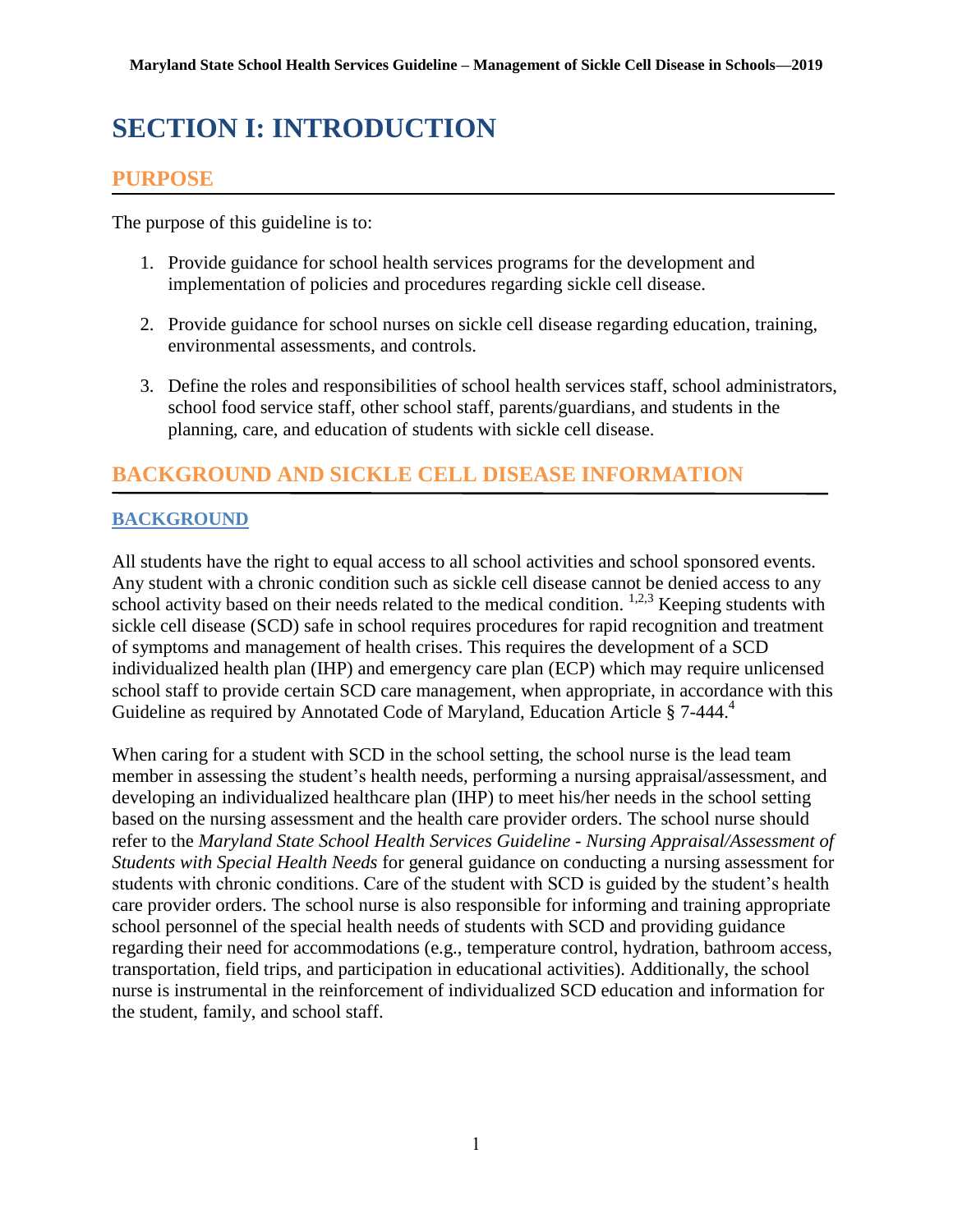# SECTION I: INTRODUCTION

## PURPOSE

The purpose of this guideline is to:

1. Provide guidance for school health services programs for the development and implementation of policies and procedures regarding sickle cell disease.

2. Provide guidance for school nurses on sickle cell disease regarding education, training, environmental assessments, and controls.

3. Define the roles and responsibilities of school health services staff, school administrators, school food service staff, other school staff, parents/guardians, and students in the planning, care, and education of students with sickle cell disease.

## BACKGROUND AND SICKLE CELL DISEASE INFORMATION

### BACKGROUND

All students have the right to equal access to all school activities and school sponsored events. Any student with a chronic condition such as sickle cell disease cannot be denied access to any school activity based on their needs related to the medical condition. [1,2,3] Keeping students with sickle cell disease (SCD) safe in school requires procedures for rapid recognition and treatment of symptoms and management of health crises. This requires the development of a SCD individualized health plan (IHP) and emergency care plan (ECP) which may require unlicensed school staff to provide certain SCD care management, when appropriate, in accordance with this Guideline as required by Annotated Code of Maryland, Education Article § 7-444.[4]

When caring for a student with SCD in the school setting, the school nurse is the lead team member in assessing the student's health needs, performing a nursing appraisal/assessment, and developing an individualized healthcare plan (IHP) to meet his/her needs in the school setting based on the nursing assessment and the health care provider orders. The school nurse should refer to the *Maryland State School Health Services Guideline - Nursing Appraisal/Assessment of Students with Special Health Needs* for general guidance on conducting a nursing assessment for students with chronic conditions. Care of the student with SCD is guided by the student's health care provider orders. The school nurse is also responsible for informing and training appropriate school personnel of the special health needs of students with SCD and providing guidance regarding their need for accommodations (e.g., temperature control, hydration, bathroom access, transportation, field trips, and participation in educational activities). Additionally, the school nurse is instrumental in the reinforcement of individualized SCD education and information for the student, family, and school staff.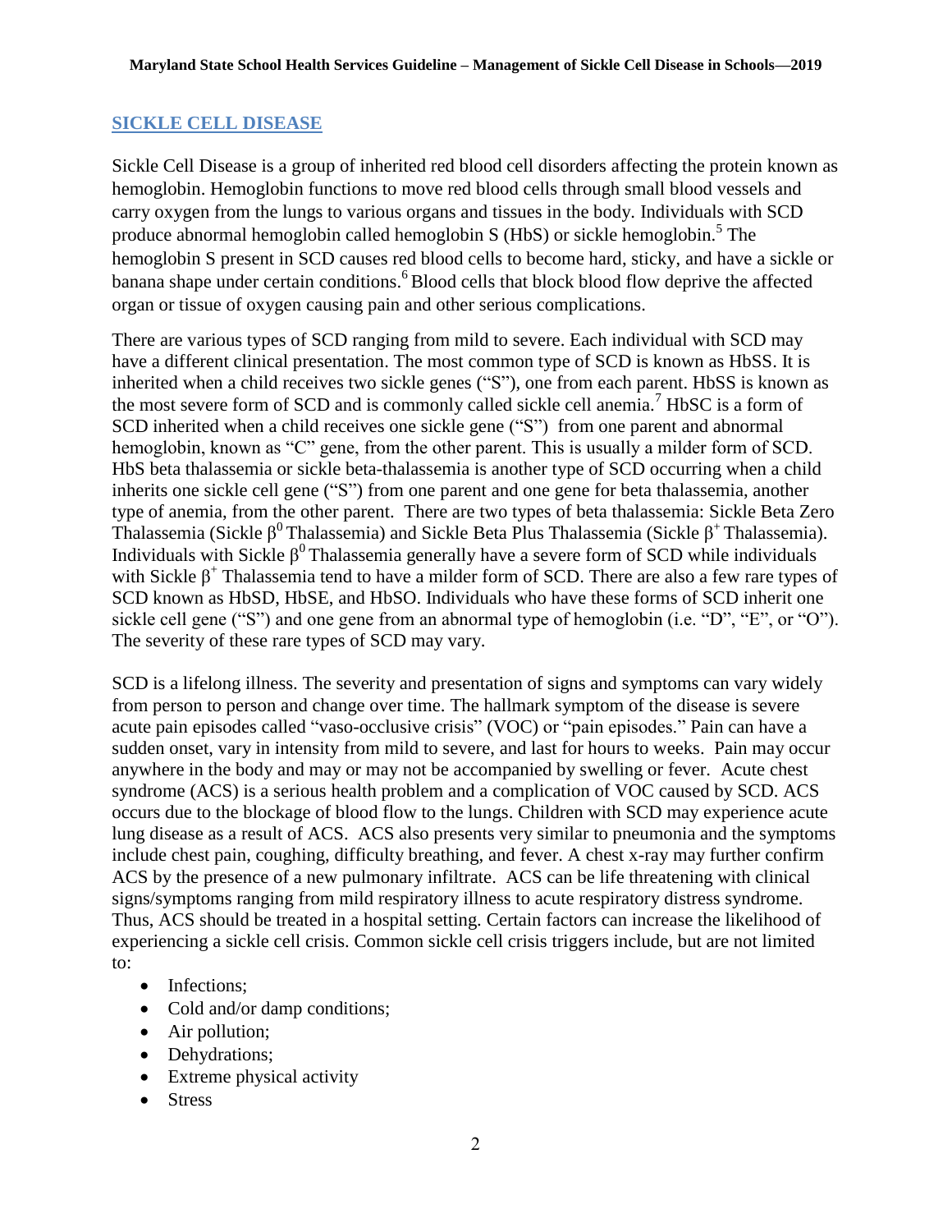## SICKLE CELL DISEASE

Sickle Cell Disease is a group of inherited red blood cell disorders affecting the protein known as hemoglobin. Hemoglobin functions to move red blood cells through small blood vessels and carry oxygen from the lungs to various organs and tissues in the body. Individuals with SCD produce abnormal hemoglobin called hemoglobin S (HbS) or sickle hemoglobin.[5] The hemoglobin S present in SCD causes red blood cells to become hard, sticky, and have a sickle or banana shape under certain conditions.[6] Blood cells that block blood flow deprive the affected organ or tissue of oxygen causing pain and other serious complications.

There are various types of SCD ranging from mild to severe. Each individual with SCD may have a different clinical presentation. The most common type of SCD is known as HbSS. It is inherited when a child receives two sickle genes ("S"), one from each parent. HbSS is known as the most severe form of SCD and is commonly called sickle cell anemia.[7] HbSC is a form of SCD inherited when a child receives one sickle gene ("S") from one parent and abnormal hemoglobin, known as "C" gene, from the other parent. This is usually a milder form of SCD. HbS beta thalassemia or sickle beta-thalassemia is another type of SCD occurring when a child inherits one sickle cell gene ("S") from one parent and one gene for beta thalassemia, another type of anemia, from the other parent. There are two types of beta thalassemia: Sickle Beta Zero Thalassemia (Sickle $\beta^0$ Thalassemia) and Sickle Beta Plus Thalassemia (Sickle $\beta^+$ Thalassemia). Individuals with Sickle $\beta^0$ Thalassemia generally have a severe form of SCD while individuals with Sickle $\beta^+$ Thalassemia tend to have a milder form of SCD. There are also a few rare types of SCD known as HbSD, HbSE, and HbSO. Individuals who have these forms of SCD inherit one sickle cell gene ("S") and one gene from an abnormal type of hemoglobin (i.e. "D", "E", or "O"). The severity of these rare types of SCD may vary.

SCD is a lifelong illness. The severity and presentation of signs and symptoms can vary widely from person to person and change over time. The hallmark symptom of the disease is severe acute pain episodes called "vaso-occlusive crisis" (VOC) or "pain episodes." Pain can have a sudden onset, vary in intensity from mild to severe, and last for hours to weeks. Pain may occur anywhere in the body and may or may not be accompanied by swelling or fever. Acute chest syndrome (ACS) is a serious health problem and a complication of VOC caused by SCD. ACS occurs due to the blockage of blood flow to the lungs. Children with SCD may experience acute lung disease as a result of ACS. ACS also presents very similar to pneumonia and the symptoms include chest pain, coughing, difficulty breathing, and fever. A chest x-ray may further confirm ACS by the presence of a new pulmonary infiltrate. ACS can be life threatening with clinical signs/symptoms ranging from mild respiratory illness to acute respiratory distress syndrome. Thus, ACS should be treated in a hospital setting. Certain factors can increase the likelihood of experiencing a sickle cell crisis. Common sickle cell crisis triggers include, but are not limited to:

- Infections;
- Cold and/or damp conditions;
- Air pollution;
- Dehydrations;
- Extreme physical activity
- Stress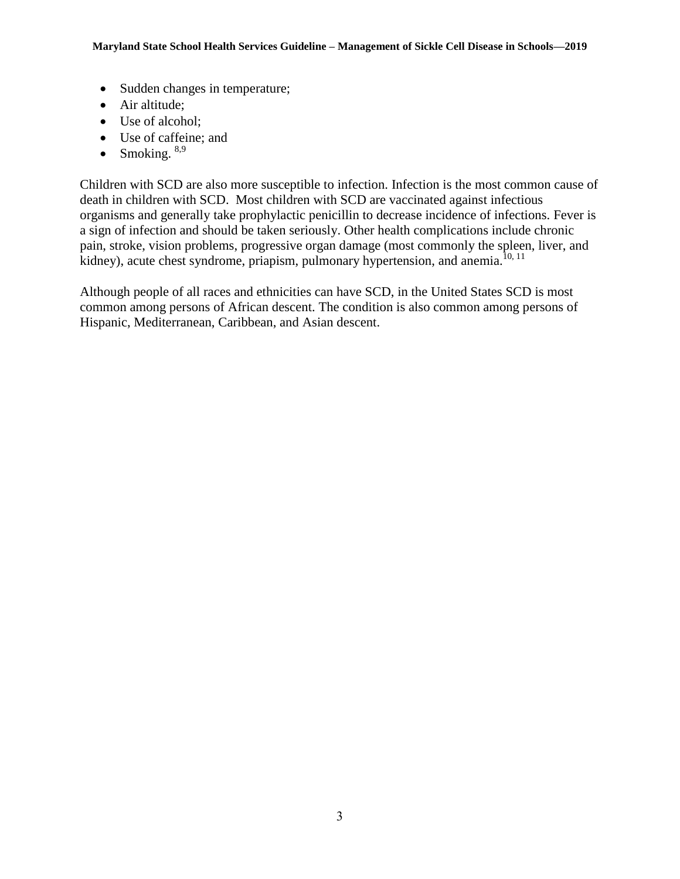- Sudden changes in temperature;
- Air altitude;
- Use of alcohol;
- Use of caffeine; and
- Smoking. [8,9]

Children with SCD are also more susceptible to infection. Infection is the most common cause of death in children with SCD. Most children with SCD are vaccinated against infectious organisms and generally take prophylactic penicillin to decrease incidence of infections. Fever is a sign of infection and should be taken seriously. Other health complications include chronic pain, stroke, vision problems, progressive organ damage (most commonly the spleen, liver, and kidney), acute chest syndrome, priapism, pulmonary hypertension, and anemia.[10, 11]

Although people of all races and ethnicities can have SCD, in the United States SCD is most common among persons of African descent. The condition is also common among persons of Hispanic, Mediterranean, Caribbean, and Asian descent.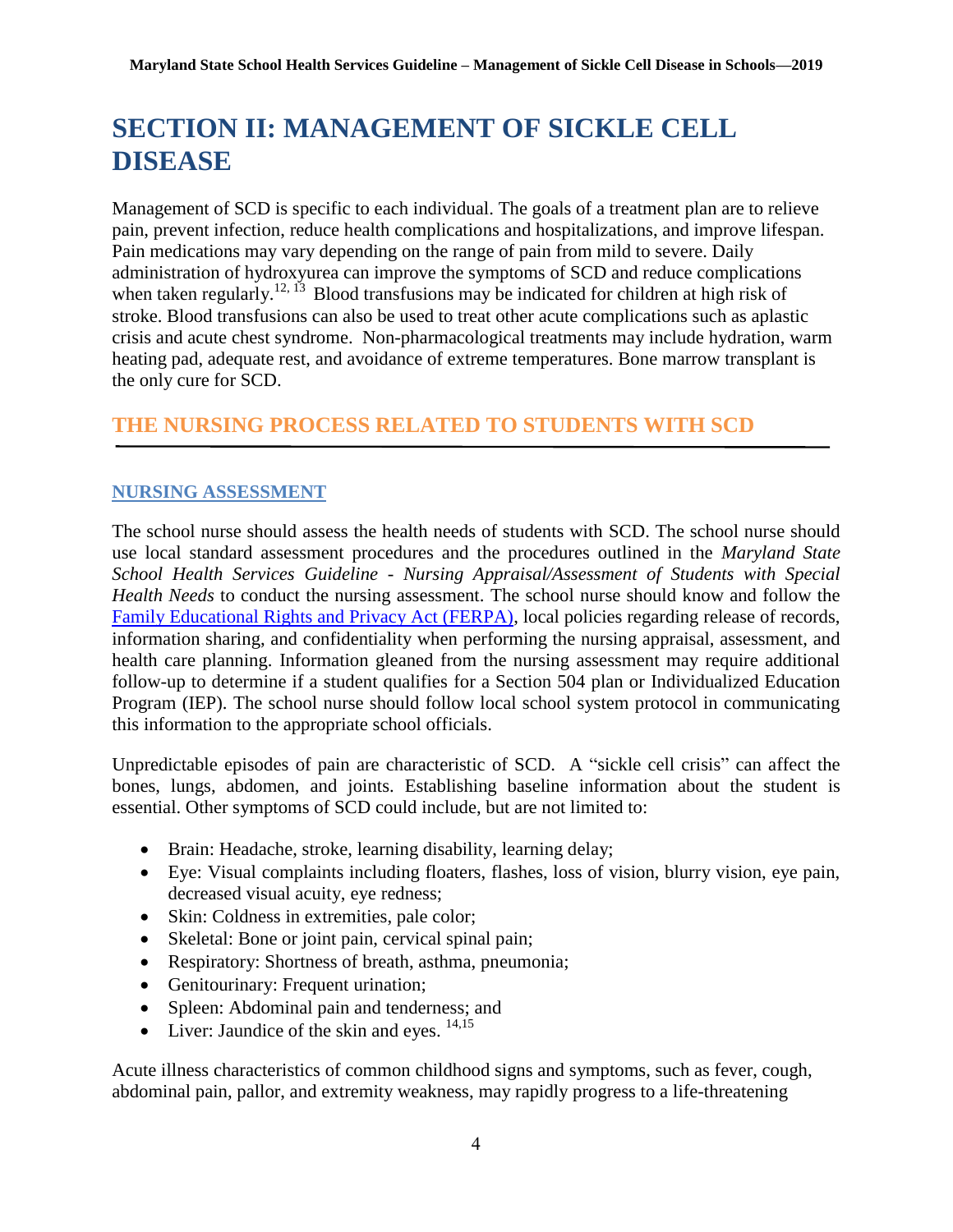# SECTION II: MANAGEMENT OF SICKLE CELL DISEASE

Management of SCD is specific to each individual. The goals of a treatment plan are to relieve pain, prevent infection, reduce health complications and hospitalizations, and improve lifespan. Pain medications may vary depending on the range of pain from mild to severe. Daily administration of hydroxyurea can improve the symptoms of SCD and reduce complications when taken regularly.[12, 13] Blood transfusions may be indicated for children at high risk of stroke. Blood transfusions can also be used to treat other acute complications such as aplastic crisis and acute chest syndrome. Non-pharmacological treatments may include hydration, warm heating pad, adequate rest, and avoidance of extreme temperatures. Bone marrow transplant is the only cure for SCD.

## THE NURSING PROCESS RELATED TO STUDENTS WITH SCD

### NURSING ASSESSMENT

The school nurse should assess the health needs of students with SCD. The school nurse should use local standard assessment procedures and the procedures outlined in the *Maryland State School Health Services Guideline - Nursing Appraisal/Assessment of Students with Special Health Needs* to conduct the nursing assessment. The school nurse should know and follow the Family Educational Rights and Privacy Act (FERPA), local policies regarding release of records, information sharing, and confidentiality when performing the nursing appraisal, assessment, and health care planning. Information gleaned from the nursing assessment may require additional follow-up to determine if a student qualifies for a Section 504 plan or Individualized Education Program (IEP). The school nurse should follow local school system protocol in communicating this information to the appropriate school officials.

Unpredictable episodes of pain are characteristic of SCD. A "sickle cell crisis" can affect the bones, lungs, abdomen, and joints. Establishing baseline information about the student is essential. Other symptoms of SCD could include, but are not limited to:

- Brain: Headache, stroke, learning disability, learning delay;
- Eye: Visual complaints including floaters, flashes, loss of vision, blurry vision, eye pain, decreased visual acuity, eye redness;
- Skin: Coldness in extremities, pale color;
- Skeletal: Bone or joint pain, cervical spinal pain;
- Respiratory: Shortness of breath, asthma, pneumonia;
- Genitourinary: Frequent urination;
- Spleen: Abdominal pain and tenderness; and
- Liver: Jaundice of the skin and eyes. [14,15]

Acute illness characteristics of common childhood signs and symptoms, such as fever, cough, abdominal pain, pallor, and extremity weakness, may rapidly progress to a life-threatening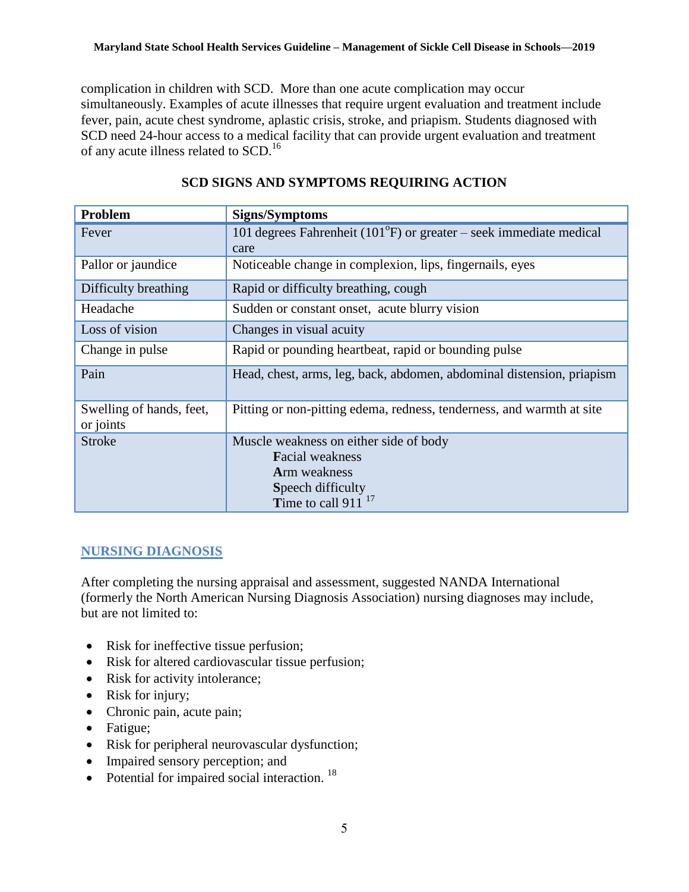complication in children with SCD. More than one acute complication may occur simultaneously. Examples of acute illnesses that require urgent evaluation and treatment include fever, pain, acute chest syndrome, aplastic crisis, stroke, and priapism. Students diagnosed with SCD need 24-hour access to a medical facility that can provide urgent evaluation and treatment of any acute illness related to SCD.[16]

## SCD SIGNS AND SYMPTOMS REQUIRING ACTION

| Problem | Signs/Symptoms |
|---|---|
| Fever | 101 degrees Fahrenheit ($101^{o}$F) or greater – seek immediate medical care |
| Pallor or jaundice | Noticeable change in complexion, lips, fingernails, eyes |
| Difficulty breathing | Rapid or difficulty breathing, cough |
| Headache | Sudden or constant onset, acute blurry vision |
| Loss of vision | Changes in visual acuity |
| Change in pulse | Rapid or pounding heartbeat, rapid or bounding pulse |
| Pain | Head, chest, arms, leg, back, abdomen, abdominal distension, priapism |
| Swelling of hands, feet, or joints | Pitting or non-pitting edema, redness, tenderness, and warmth at site |
| Stroke | Muscle weakness on either side of body<br>**F**acial weakness<br>**A**rm weakness<br>**S**peech difficulty<br>**T**ime to call 911 [17] |

## NURSING DIAGNOSIS

After completing the nursing appraisal and assessment, suggested NANDA International (formerly the North American Nursing Diagnosis Association) nursing diagnoses may include, but are not limited to:

- Risk for ineffective tissue perfusion;
- Risk for altered cardiovascular tissue perfusion;
- Risk for activity intolerance;
- Risk for injury;
- Chronic pain, acute pain;
- Fatigue;
- Risk for peripheral neurovascular dysfunction;
- Impaired sensory perception; and
- Potential for impaired social interaction. [18]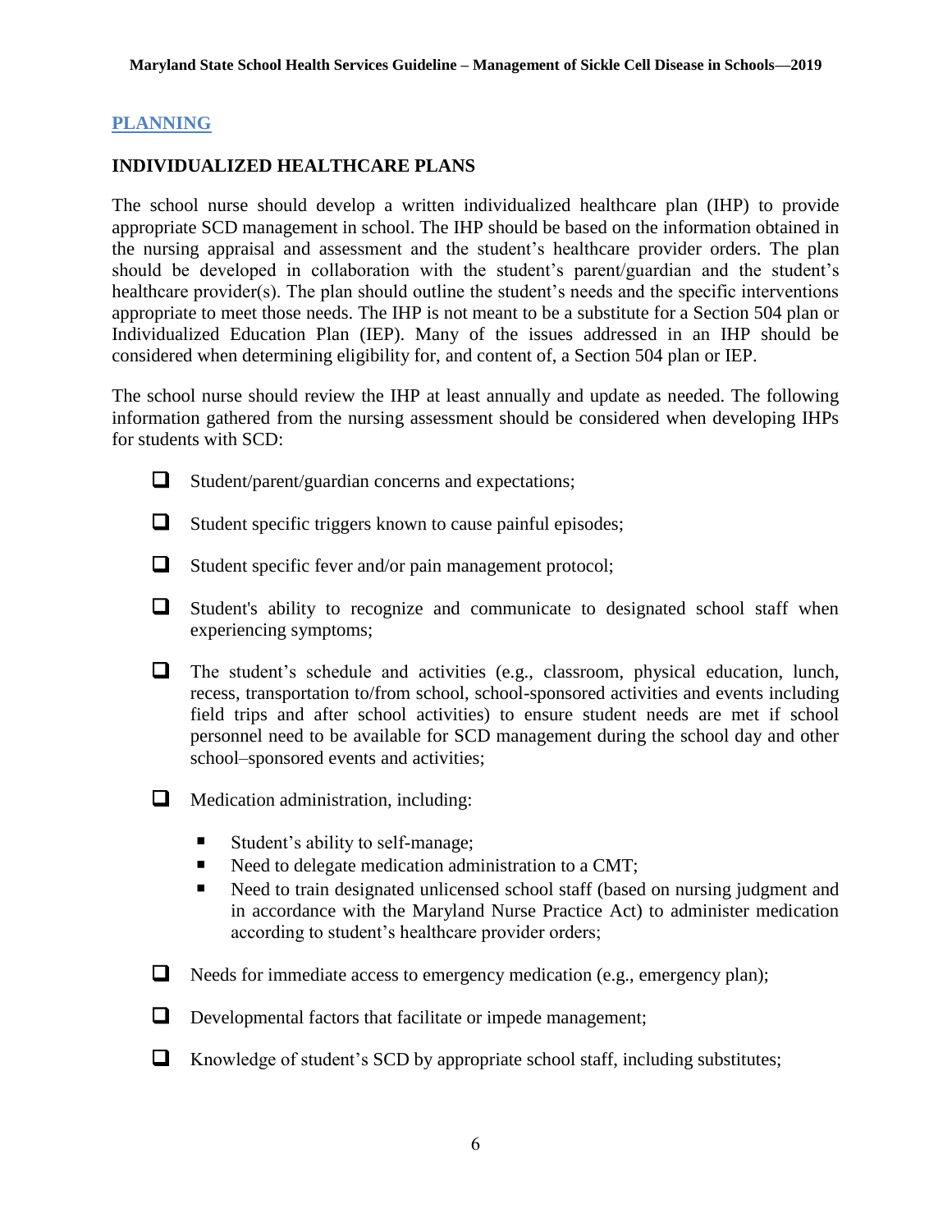## PLANNING

### INDIVIDUALIZED HEALTHCARE PLANS

The school nurse should develop a written individualized healthcare plan (IHP) to provide appropriate SCD management in school. The IHP should be based on the information obtained in the nursing appraisal and assessment and the student's healthcare provider orders. The plan should be developed in collaboration with the student's parent/guardian and the student's healthcare provider(s). The plan should outline the student's needs and the specific interventions appropriate to meet those needs. The IHP is not meant to be a substitute for a Section 504 plan or Individualized Education Plan (IEP). Many of the issues addressed in an IHP should be considered when determining eligibility for, and content of, a Section 504 plan or IEP.

The school nurse should review the IHP at least annually and update as needed. The following information gathered from the nursing assessment should be considered when developing IHPs for students with SCD:

- [ ] Student/parent/guardian concerns and expectations;
- [ ] Student specific triggers known to cause painful episodes;
- [ ] Student specific fever and/or pain management protocol;
- [ ] Student's ability to recognize and communicate to designated school staff when experiencing symptoms;
- [ ] The student's schedule and activities (e.g., classroom, physical education, lunch, recess, transportation to/from school, school-sponsored activities and events including field trips and after school activities) to ensure student needs are met if school personnel need to be available for SCD management during the school day and other school–sponsored events and activities;
- [ ] Medication administration, including:
  - Student's ability to self-manage;
  - Need to delegate medication administration to a CMT;
  - Need to train designated unlicensed school staff (based on nursing judgment and in accordance with the Maryland Nurse Practice Act) to administer medication according to student's healthcare provider orders;
- [ ] Needs for immediate access to emergency medication (e.g., emergency plan);
- [ ] Developmental factors that facilitate or impede management;
- [ ] Knowledge of student's SCD by appropriate school staff, including substitutes;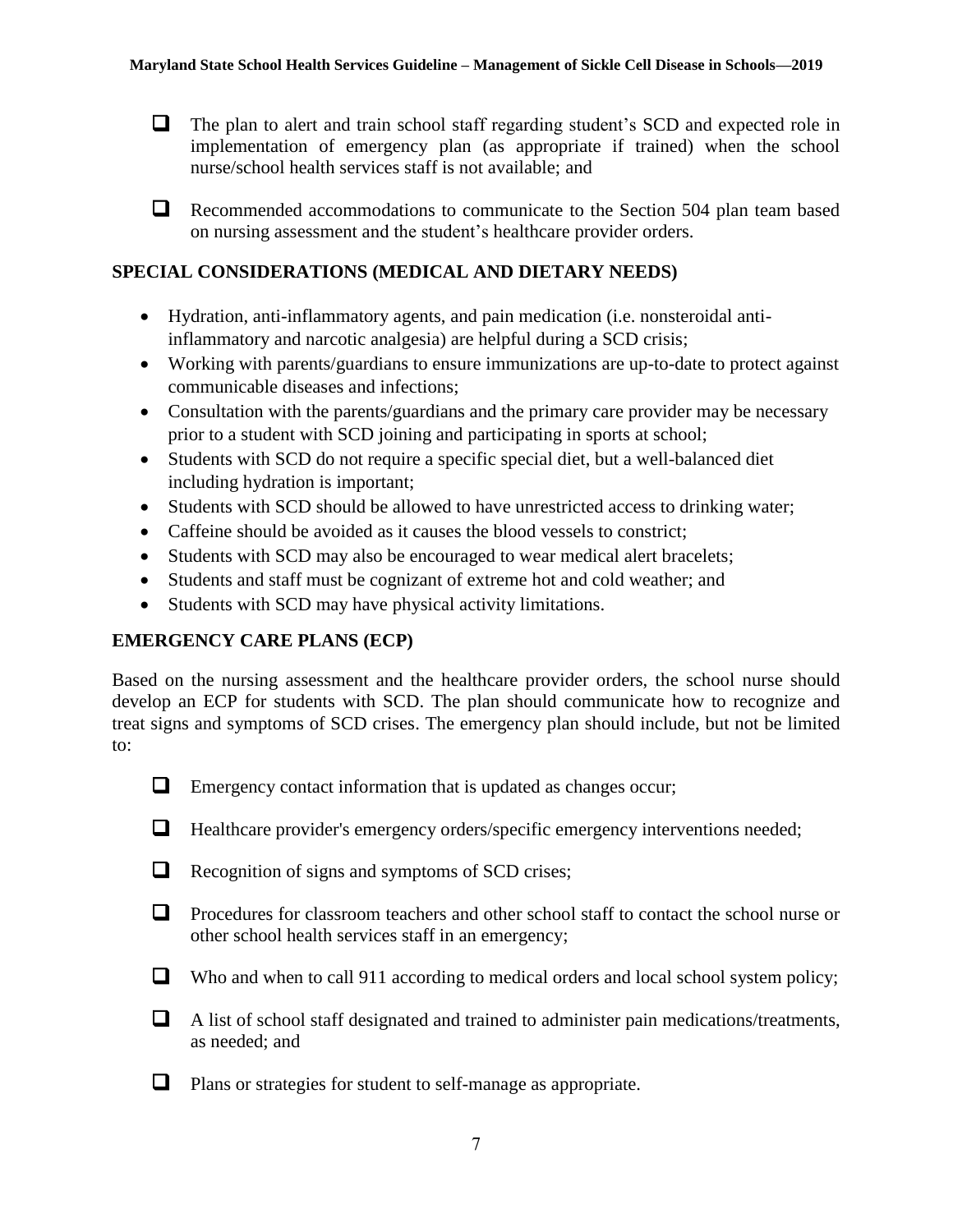- [ ] The plan to alert and train school staff regarding student's SCD and expected role in implementation of emergency plan (as appropriate if trained) when the school nurse/school health services staff is not available; and

- [ ] Recommended accommodations to communicate to the Section 504 plan team based on nursing assessment and the student's healthcare provider orders.

## SPECIAL CONSIDERATIONS (MEDICAL AND DIETARY NEEDS)

- Hydration, anti-inflammatory agents, and pain medication (i.e. nonsteroidal anti-inflammatory and narcotic analgesia) are helpful during a SCD crisis;
- Working with parents/guardians to ensure immunizations are up-to-date to protect against communicable diseases and infections;
- Consultation with the parents/guardians and the primary care provider may be necessary prior to a student with SCD joining and participating in sports at school;
- Students with SCD do not require a specific special diet, but a well-balanced diet including hydration is important;
- Students with SCD should be allowed to have unrestricted access to drinking water;
- Caffeine should be avoided as it causes the blood vessels to constrict;
- Students with SCD may also be encouraged to wear medical alert bracelets;
- Students and staff must be cognizant of extreme hot and cold weather; and
- Students with SCD may have physical activity limitations.

## EMERGENCY CARE PLANS (ECP)

Based on the nursing assessment and the healthcare provider orders, the school nurse should develop an ECP for students with SCD. The plan should communicate how to recognize and treat signs and symptoms of SCD crises. The emergency plan should include, but not be limited to:

- [ ] Emergency contact information that is updated as changes occur;

- [ ] Healthcare provider's emergency orders/specific emergency interventions needed;

- [ ] Recognition of signs and symptoms of SCD crises;

- [ ] Procedures for classroom teachers and other school staff to contact the school nurse or other school health services staff in an emergency;

- [ ] Who and when to call 911 according to medical orders and local school system policy;

- [ ] A list of school staff designated and trained to administer pain medications/treatments, as needed; and

- [ ] Plans or strategies for student to self-manage as appropriate.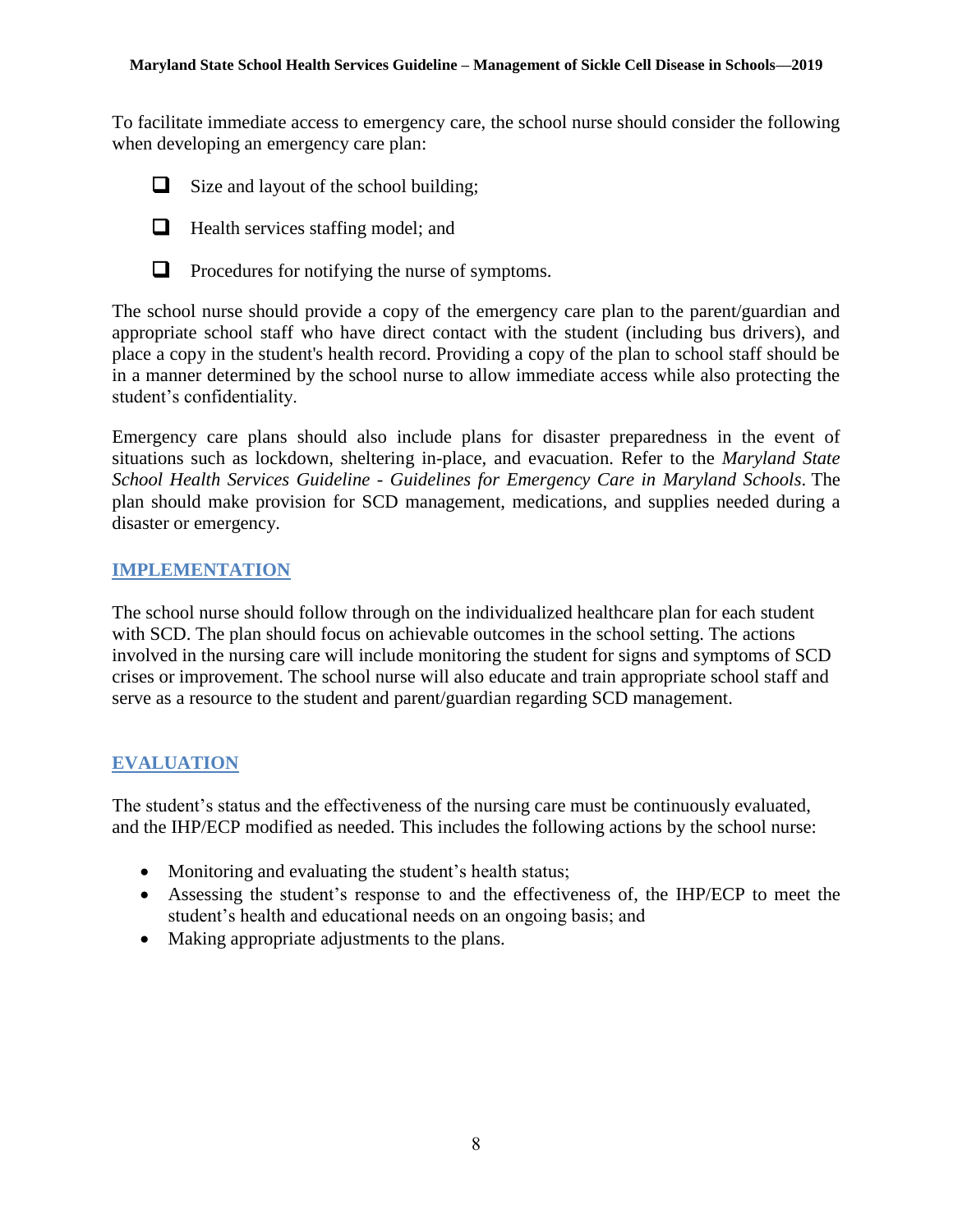To facilitate immediate access to emergency care, the school nurse should consider the following when developing an emergency care plan:

- [ ] Size and layout of the school building;
- [ ] Health services staffing model; and
- [ ] Procedures for notifying the nurse of symptoms.

The school nurse should provide a copy of the emergency care plan to the parent/guardian and appropriate school staff who have direct contact with the student (including bus drivers), and place a copy in the student's health record. Providing a copy of the plan to school staff should be in a manner determined by the school nurse to allow immediate access while also protecting the student's confidentiality.

Emergency care plans should also include plans for disaster preparedness in the event of situations such as lockdown, sheltering in-place, and evacuation. Refer to the *Maryland State School Health Services Guideline - Guidelines for Emergency Care in Maryland Schools*. The plan should make provision for SCD management, medications, and supplies needed during a disaster or emergency.

## IMPLEMENTATION

The school nurse should follow through on the individualized healthcare plan for each student with SCD. The plan should focus on achievable outcomes in the school setting. The actions involved in the nursing care will include monitoring the student for signs and symptoms of SCD crises or improvement. The school nurse will also educate and train appropriate school staff and serve as a resource to the student and parent/guardian regarding SCD management.

## EVALUATION

The student's status and the effectiveness of the nursing care must be continuously evaluated, and the IHP/ECP modified as needed. This includes the following actions by the school nurse:

- Monitoring and evaluating the student's health status;
- Assessing the student's response to and the effectiveness of, the IHP/ECP to meet the student's health and educational needs on an ongoing basis; and
- Making appropriate adjustments to the plans.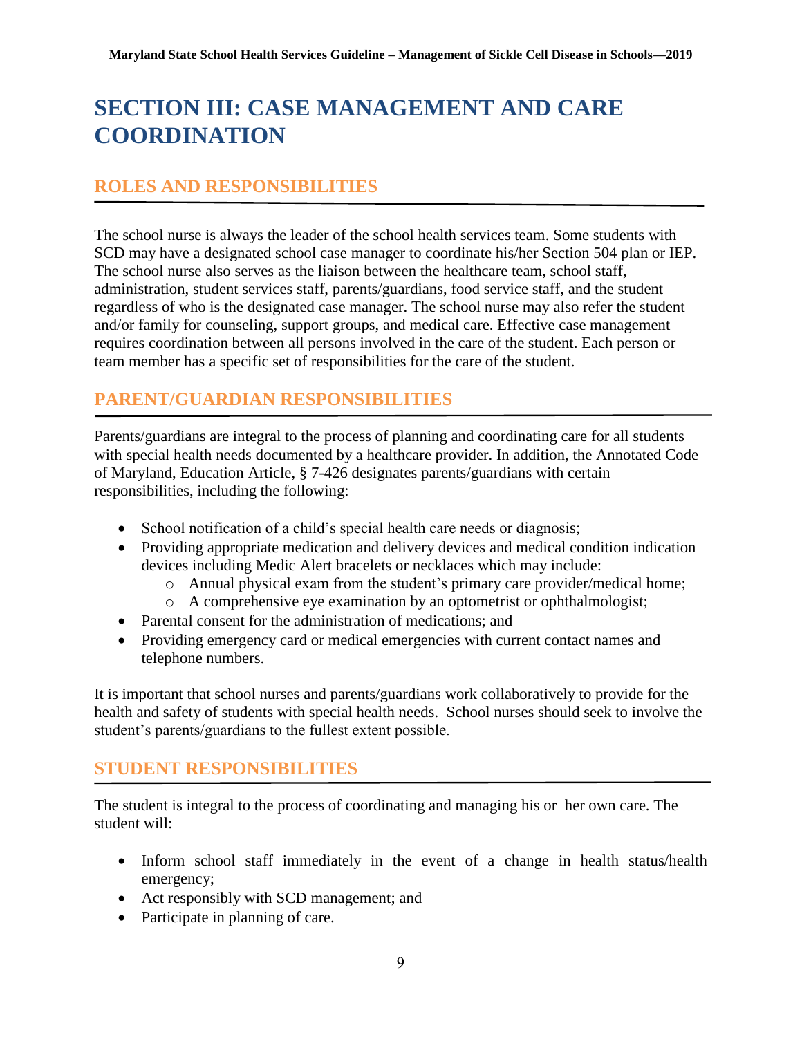# SECTION III: CASE MANAGEMENT AND CARE COORDINATION

## ROLES AND RESPONSIBILITIES

The school nurse is always the leader of the school health services team. Some students with SCD may have a designated school case manager to coordinate his/her Section 504 plan or IEP. The school nurse also serves as the liaison between the healthcare team, school staff, administration, student services staff, parents/guardians, food service staff, and the student regardless of who is the designated case manager. The school nurse may also refer the student and/or family for counseling, support groups, and medical care. Effective case management requires coordination between all persons involved in the care of the student. Each person or team member has a specific set of responsibilities for the care of the student.

## PARENT/GUARDIAN RESPONSIBILITIES

Parents/guardians are integral to the process of planning and coordinating care for all students with special health needs documented by a healthcare provider. In addition, the Annotated Code of Maryland, Education Article, § 7-426 designates parents/guardians with certain responsibilities, including the following:

- School notification of a child's special health care needs or diagnosis;
- Providing appropriate medication and delivery devices and medical condition indication devices including Medic Alert bracelets or necklaces which may include:
  - Annual physical exam from the student's primary care provider/medical home;
  - A comprehensive eye examination by an optometrist or ophthalmologist;
- Parental consent for the administration of medications; and
- Providing emergency card or medical emergencies with current contact names and telephone numbers.

It is important that school nurses and parents/guardians work collaboratively to provide for the health and safety of students with special health needs. School nurses should seek to involve the student's parents/guardians to the fullest extent possible.

## STUDENT RESPONSIBILITIES

The student is integral to the process of coordinating and managing his or her own care. The student will:

- Inform school staff immediately in the event of a change in health status/health emergency;
- Act responsibly with SCD management; and
- Participate in planning of care.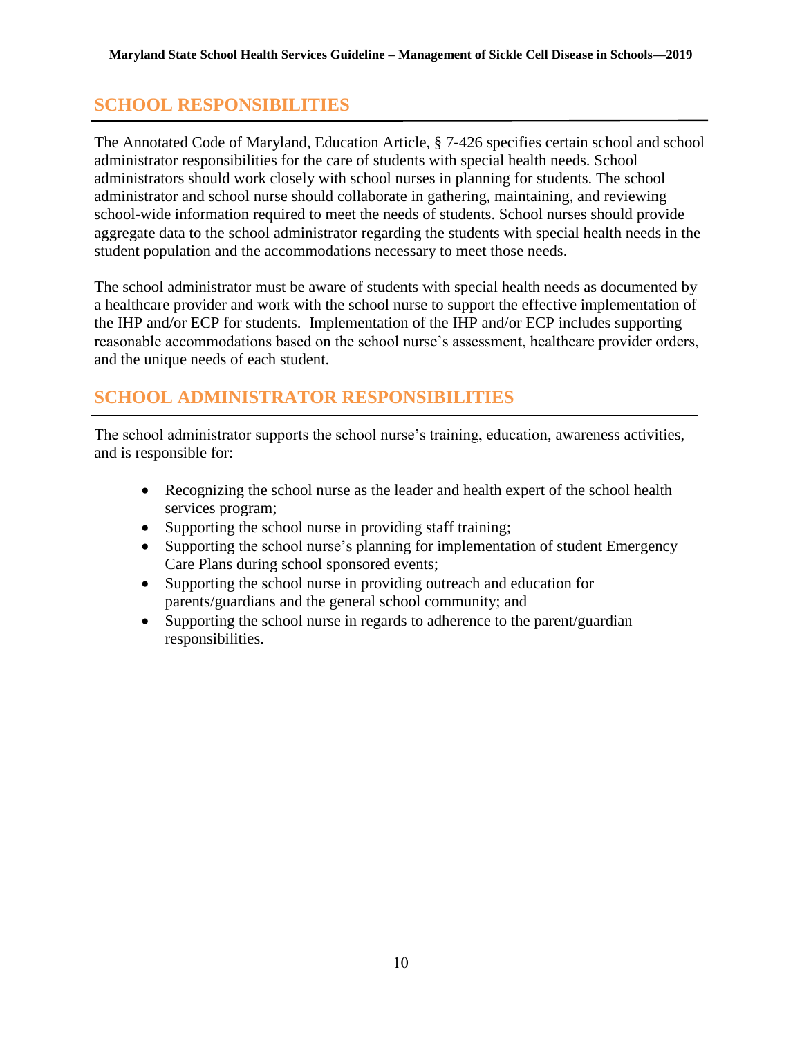## SCHOOL RESPONSIBILITIES

The Annotated Code of Maryland, Education Article, § 7-426 specifies certain school and school administrator responsibilities for the care of students with special health needs. School administrators should work closely with school nurses in planning for students. The school administrator and school nurse should collaborate in gathering, maintaining, and reviewing school-wide information required to meet the needs of students. School nurses should provide aggregate data to the school administrator regarding the students with special health needs in the student population and the accommodations necessary to meet those needs.

The school administrator must be aware of students with special health needs as documented by a healthcare provider and work with the school nurse to support the effective implementation of the IHP and/or ECP for students. Implementation of the IHP and/or ECP includes supporting reasonable accommodations based on the school nurse's assessment, healthcare provider orders, and the unique needs of each student.

## SCHOOL ADMINISTRATOR RESPONSIBILITIES

The school administrator supports the school nurse's training, education, awareness activities, and is responsible for:

- Recognizing the school nurse as the leader and health expert of the school health services program;
- Supporting the school nurse in providing staff training;
- Supporting the school nurse's planning for implementation of student Emergency Care Plans during school sponsored events;
- Supporting the school nurse in providing outreach and education for parents/guardians and the general school community; and
- Supporting the school nurse in regards to adherence to the parent/guardian responsibilities.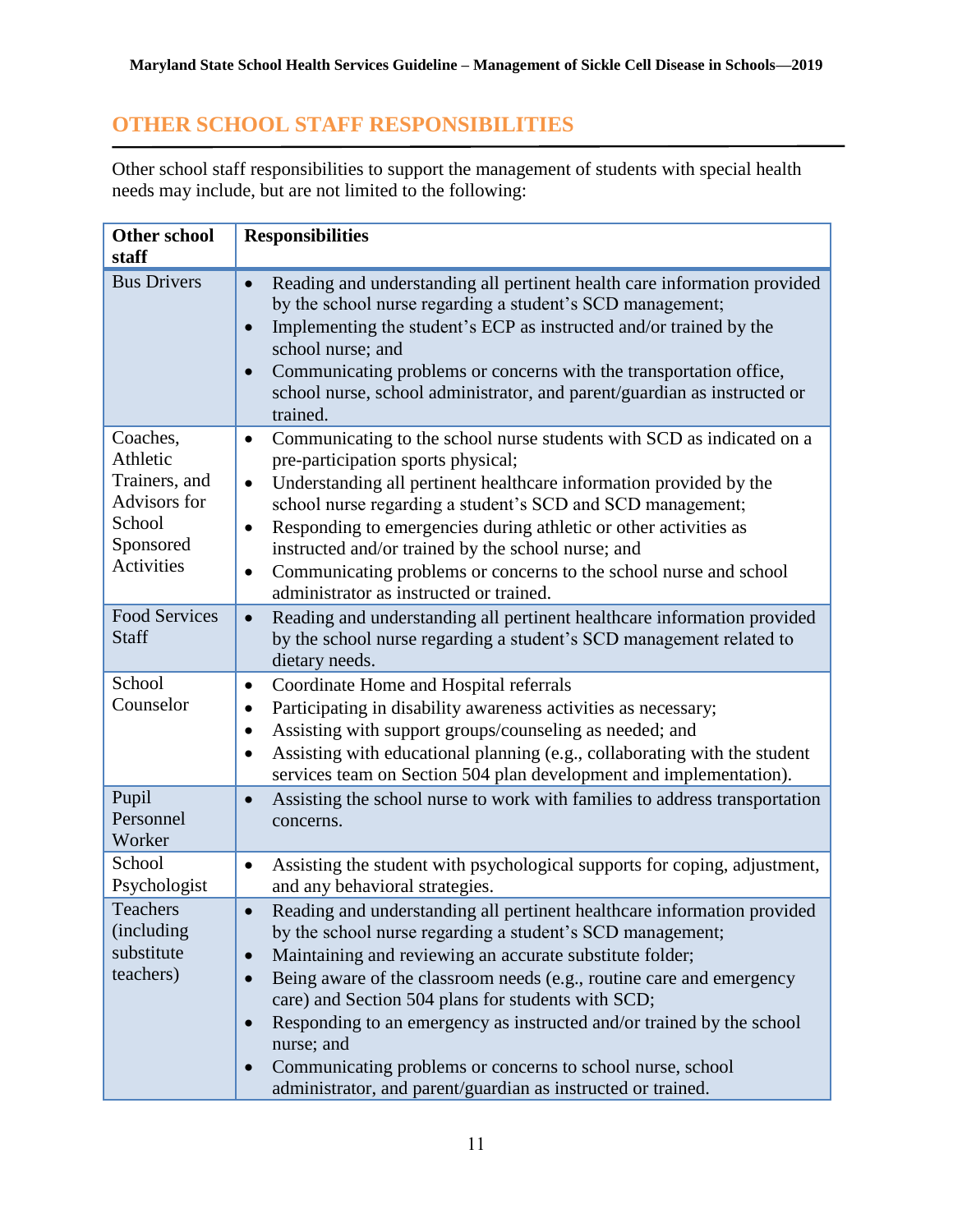## OTHER SCHOOL STAFF RESPONSIBILITIES

Other school staff responsibilities to support the management of students with special health needs may include, but are not limited to the following:

| Other school staff | Responsibilities |
|---|---|
| Bus Drivers | • Reading and understanding all pertinent health care information provided by the school nurse regarding a student's SCD management;<br>• Implementing the student's ECP as instructed and/or trained by the school nurse; and<br>• Communicating problems or concerns with the transportation office, school nurse, school administrator, and parent/guardian as instructed or trained. |
| Coaches, Athletic Trainers, and Advisors for School Sponsored Activities | • Communicating to the school nurse students with SCD as indicated on a pre-participation sports physical;<br>• Understanding all pertinent healthcare information provided by the school nurse regarding a student's SCD and SCD management;<br>• Responding to emergencies during athletic or other activities as instructed and/or trained by the school nurse; and<br>• Communicating problems or concerns to the school nurse and school administrator as instructed or trained. |
| Food Services Staff | • Reading and understanding all pertinent healthcare information provided by the school nurse regarding a student's SCD management related to dietary needs. |
| School Counselor | • Coordinate Home and Hospital referrals<br>• Participating in disability awareness activities as necessary;<br>• Assisting with support groups/counseling as needed; and<br>• Assisting with educational planning (e.g., collaborating with the student services team on Section 504 plan development and implementation). |
| Pupil Personnel Worker | • Assisting the school nurse to work with families to address transportation concerns. |
| School Psychologist | • Assisting the student with psychological supports for coping, adjustment, and any behavioral strategies. |
| Teachers (including substitute teachers) | • Reading and understanding all pertinent healthcare information provided by the school nurse regarding a student's SCD management;<br>• Maintaining and reviewing an accurate substitute folder;<br>• Being aware of the classroom needs (e.g., routine care and emergency care) and Section 504 plans for students with SCD;<br>• Responding to an emergency as instructed and/or trained by the school nurse; and<br>• Communicating problems or concerns to school nurse, school administrator, and parent/guardian as instructed or trained. |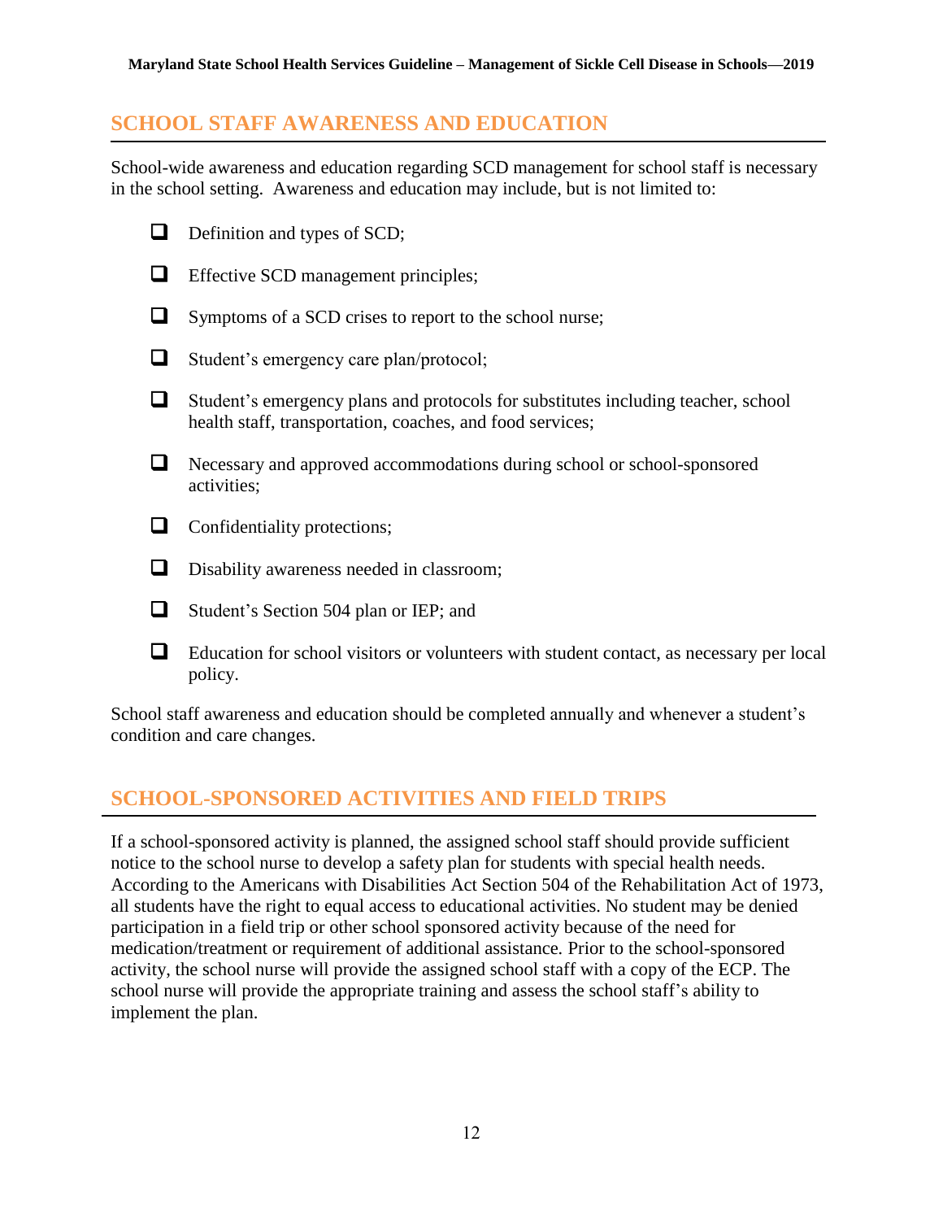## SCHOOL STAFF AWARENESS AND EDUCATION

School-wide awareness and education regarding SCD management for school staff is necessary in the school setting. Awareness and education may include, but is not limited to:

- ☐ Definition and types of SCD;
- ☐ Effective SCD management principles;
- ☐ Symptoms of a SCD crises to report to the school nurse;
- ☐ Student's emergency care plan/protocol;
- ☐ Student's emergency plans and protocols for substitutes including teacher, school health staff, transportation, coaches, and food services;
- ☐ Necessary and approved accommodations during school or school-sponsored activities;
- ☐ Confidentiality protections;
- ☐ Disability awareness needed in classroom;
- ☐ Student's Section 504 plan or IEP; and
- ☐ Education for school visitors or volunteers with student contact, as necessary per local policy.

School staff awareness and education should be completed annually and whenever a student's condition and care changes.

## SCHOOL-SPONSORED ACTIVITIES AND FIELD TRIPS

If a school-sponsored activity is planned, the assigned school staff should provide sufficient notice to the school nurse to develop a safety plan for students with special health needs. According to the Americans with Disabilities Act Section 504 of the Rehabilitation Act of 1973, all students have the right to equal access to educational activities. No student may be denied participation in a field trip or other school sponsored activity because of the need for medication/treatment or requirement of additional assistance. Prior to the school-sponsored activity, the school nurse will provide the assigned school staff with a copy of the ECP. The school nurse will provide the appropriate training and assess the school staff's ability to implement the plan.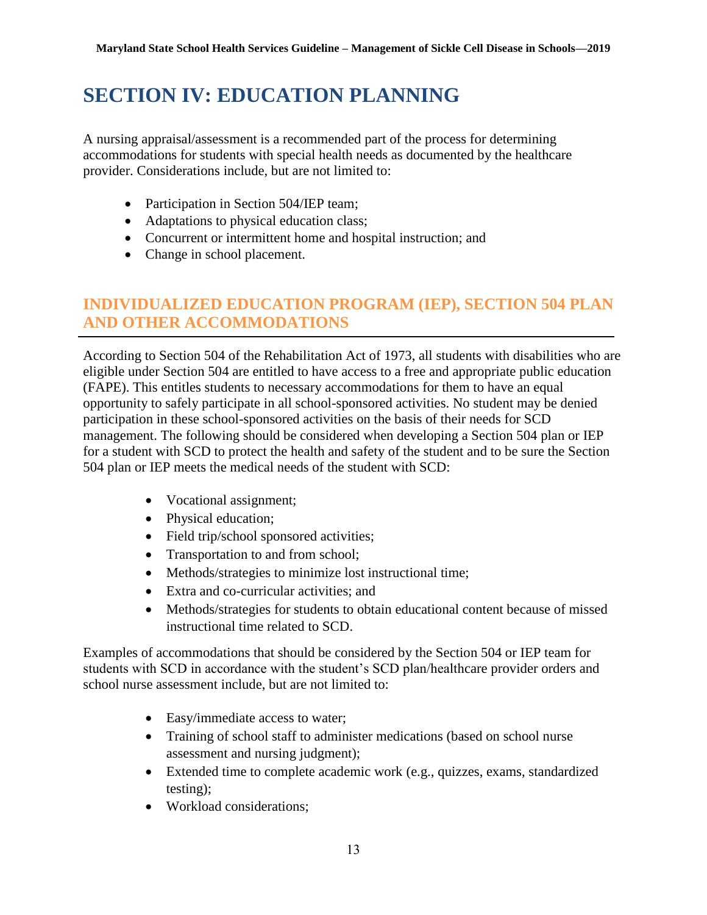# SECTION IV: EDUCATION PLANNING

A nursing appraisal/assessment is a recommended part of the process for determining accommodations for students with special health needs as documented by the healthcare provider. Considerations include, but are not limited to:

- Participation in Section 504/IEP team;
- Adaptations to physical education class;
- Concurrent or intermittent home and hospital instruction; and
- Change in school placement.

## INDIVIDUALIZED EDUCATION PROGRAM (IEP), SECTION 504 PLAN AND OTHER ACCOMMODATIONS

According to Section 504 of the Rehabilitation Act of 1973, all students with disabilities who are eligible under Section 504 are entitled to have access to a free and appropriate public education (FAPE). This entitles students to necessary accommodations for them to have an equal opportunity to safely participate in all school-sponsored activities. No student may be denied participation in these school-sponsored activities on the basis of their needs for SCD management. The following should be considered when developing a Section 504 plan or IEP for a student with SCD to protect the health and safety of the student and to be sure the Section 504 plan or IEP meets the medical needs of the student with SCD:

- Vocational assignment;
- Physical education;
- Field trip/school sponsored activities;
- Transportation to and from school;
- Methods/strategies to minimize lost instructional time;
- Extra and co-curricular activities; and
- Methods/strategies for students to obtain educational content because of missed instructional time related to SCD.

Examples of accommodations that should be considered by the Section 504 or IEP team for students with SCD in accordance with the student's SCD plan/healthcare provider orders and school nurse assessment include, but are not limited to:

- Easy/immediate access to water;
- Training of school staff to administer medications (based on school nurse assessment and nursing judgment);
- Extended time to complete academic work (e.g., quizzes, exams, standardized testing);
- Workload considerations;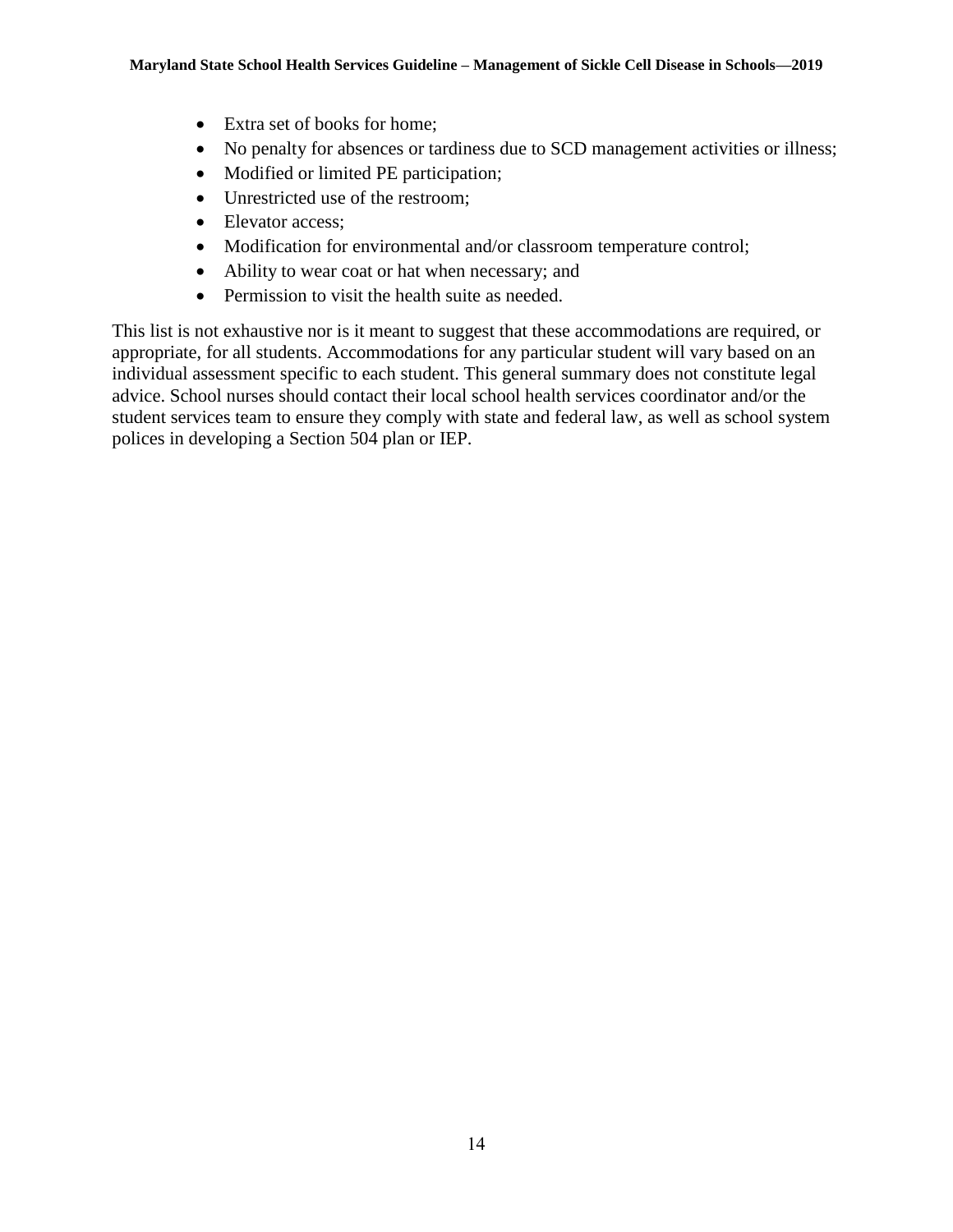- Extra set of books for home;
- No penalty for absences or tardiness due to SCD management activities or illness;
- Modified or limited PE participation;
- Unrestricted use of the restroom;
- Elevator access;
- Modification for environmental and/or classroom temperature control;
- Ability to wear coat or hat when necessary; and
- Permission to visit the health suite as needed.

This list is not exhaustive nor is it meant to suggest that these accommodations are required, or appropriate, for all students. Accommodations for any particular student will vary based on an individual assessment specific to each student. This general summary does not constitute legal advice. School nurses should contact their local school health services coordinator and/or the student services team to ensure they comply with state and federal law, as well as school system polices in developing a Section 504 plan or IEP.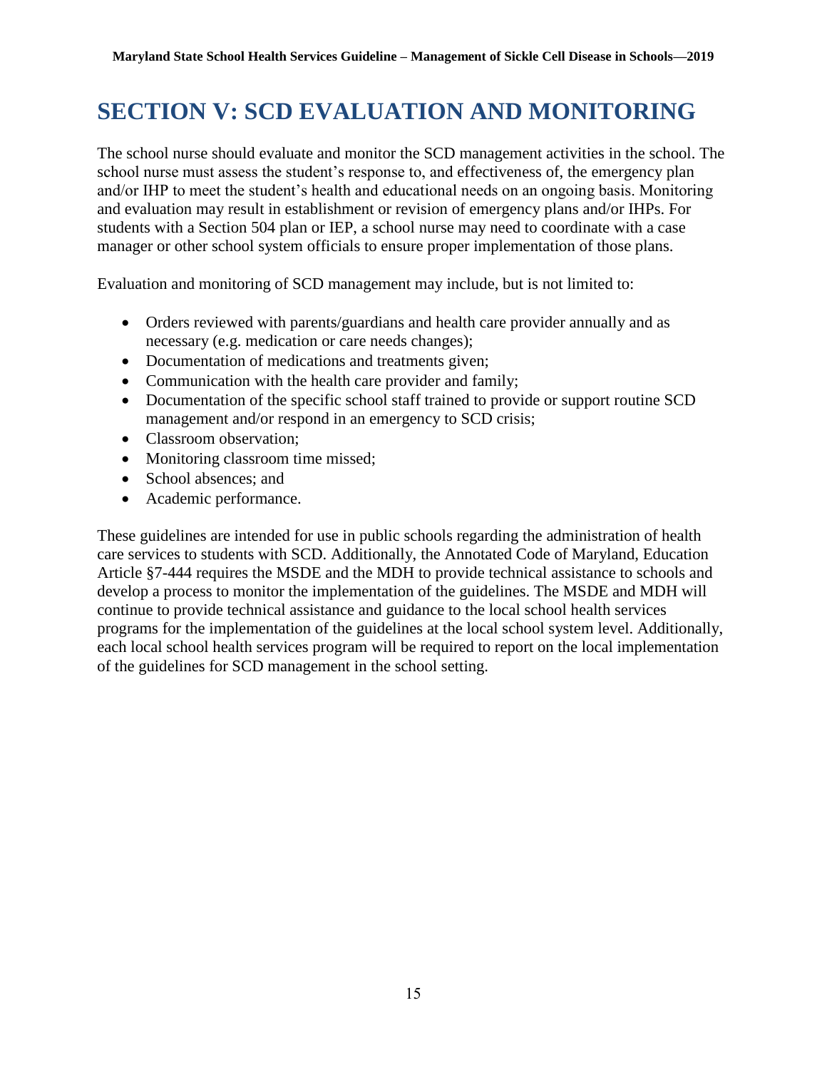# SECTION V: SCD EVALUATION AND MONITORING

The school nurse should evaluate and monitor the SCD management activities in the school. The school nurse must assess the student's response to, and effectiveness of, the emergency plan and/or IHP to meet the student's health and educational needs on an ongoing basis. Monitoring and evaluation may result in establishment or revision of emergency plans and/or IHPs. For students with a Section 504 plan or IEP, a school nurse may need to coordinate with a case manager or other school system officials to ensure proper implementation of those plans.

Evaluation and monitoring of SCD management may include, but is not limited to:

- Orders reviewed with parents/guardians and health care provider annually and as necessary (e.g. medication or care needs changes);
- Documentation of medications and treatments given;
- Communication with the health care provider and family;
- Documentation of the specific school staff trained to provide or support routine SCD management and/or respond in an emergency to SCD crisis;
- Classroom observation;
- Monitoring classroom time missed;
- School absences; and
- Academic performance.

These guidelines are intended for use in public schools regarding the administration of health care services to students with SCD. Additionally, the Annotated Code of Maryland, Education Article §7-444 requires the MSDE and the MDH to provide technical assistance to schools and develop a process to monitor the implementation of the guidelines. The MSDE and MDH will continue to provide technical assistance and guidance to the local school health services programs for the implementation of the guidelines at the local school system level. Additionally, each local school health services program will be required to report on the local implementation of the guidelines for SCD management in the school setting.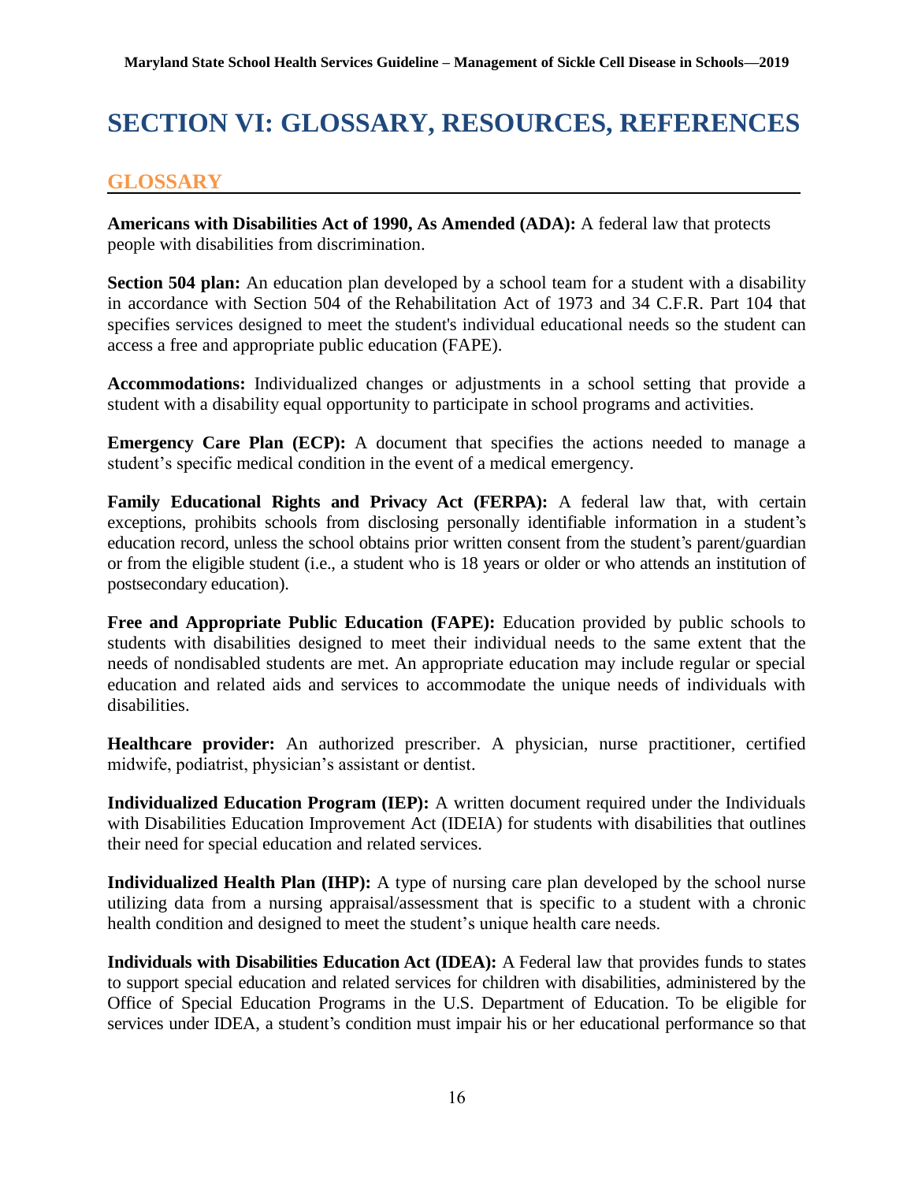# SECTION VI: GLOSSARY, RESOURCES, REFERENCES

## GLOSSARY

**Americans with Disabilities Act of 1990, As Amended (ADA):** A federal law that protects people with disabilities from discrimination.

**Section 504 plan:** An education plan developed by a school team for a student with a disability in accordance with Section 504 of the Rehabilitation Act of 1973 and 34 C.F.R. Part 104 that specifies services designed to meet the student's individual educational needs so the student can access a free and appropriate public education (FAPE).

**Accommodations:** Individualized changes or adjustments in a school setting that provide a student with a disability equal opportunity to participate in school programs and activities.

**Emergency Care Plan (ECP):** A document that specifies the actions needed to manage a student's specific medical condition in the event of a medical emergency.

**Family Educational Rights and Privacy Act (FERPA):** A federal law that, with certain exceptions, prohibits schools from disclosing personally identifiable information in a student's education record, unless the school obtains prior written consent from the student's parent/guardian or from the eligible student (i.e., a student who is 18 years or older or who attends an institution of postsecondary education).

**Free and Appropriate Public Education (FAPE):** Education provided by public schools to students with disabilities designed to meet their individual needs to the same extent that the needs of nondisabled students are met. An appropriate education may include regular or special education and related aids and services to accommodate the unique needs of individuals with disabilities.

**Healthcare provider:** An authorized prescriber. A physician, nurse practitioner, certified midwife, podiatrist, physician's assistant or dentist.

**Individualized Education Program (IEP):** A written document required under the Individuals with Disabilities Education Improvement Act (IDEIA) for students with disabilities that outlines their need for special education and related services.

**Individualized Health Plan (IHP):** A type of nursing care plan developed by the school nurse utilizing data from a nursing appraisal/assessment that is specific to a student with a chronic health condition and designed to meet the student's unique health care needs.

**Individuals with Disabilities Education Act (IDEA):** A Federal law that provides funds to states to support special education and related services for children with disabilities, administered by the Office of Special Education Programs in the U.S. Department of Education. To be eligible for services under IDEA, a student's condition must impair his or her educational performance so that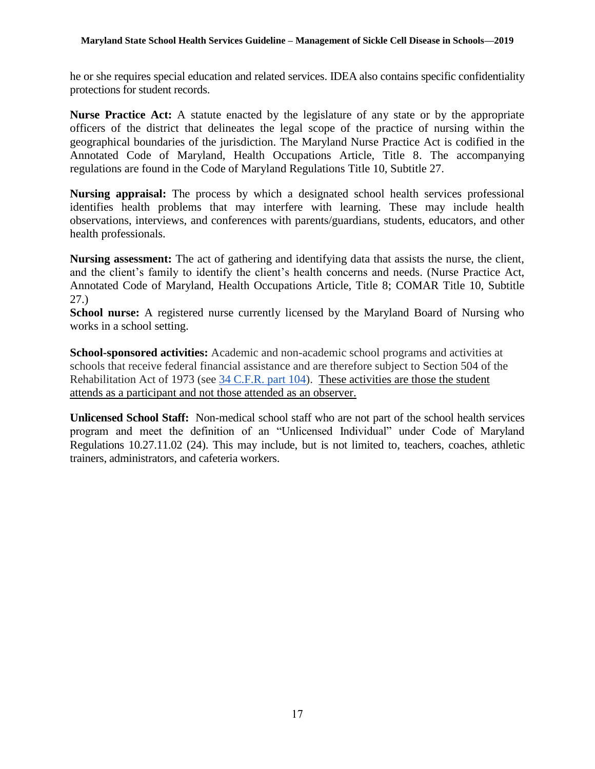he or she requires special education and related services. IDEA also contains specific confidentiality protections for student records.

**Nurse Practice Act:** A statute enacted by the legislature of any state or by the appropriate officers of the district that delineates the legal scope of the practice of nursing within the geographical boundaries of the jurisdiction. The Maryland Nurse Practice Act is codified in the Annotated Code of Maryland, Health Occupations Article, Title 8. The accompanying regulations are found in the Code of Maryland Regulations Title 10, Subtitle 27.

**Nursing appraisal:** The process by which a designated school health services professional identifies health problems that may interfere with learning. These may include health observations, interviews, and conferences with parents/guardians, students, educators, and other health professionals.

**Nursing assessment:** The act of gathering and identifying data that assists the nurse, the client, and the client's family to identify the client's health concerns and needs. (Nurse Practice Act, Annotated Code of Maryland, Health Occupations Article, Title 8; COMAR Title 10, Subtitle 27.)

**School nurse:** A registered nurse currently licensed by the Maryland Board of Nursing who works in a school setting.

**School-sponsored activities:** Academic and non-academic school programs and activities at schools that receive federal financial assistance and are therefore subject to Section 504 of the Rehabilitation Act of 1973 (see [34 C.F.R. part 104]). These activities are those the student attends as a participant and not those attended as an observer.

**Unlicensed School Staff:** Non-medical school staff who are not part of the school health services program and meet the definition of an "Unlicensed Individual" under Code of Maryland Regulations 10.27.11.02 (24). This may include, but is not limited to, teachers, coaches, athletic trainers, administrators, and cafeteria workers.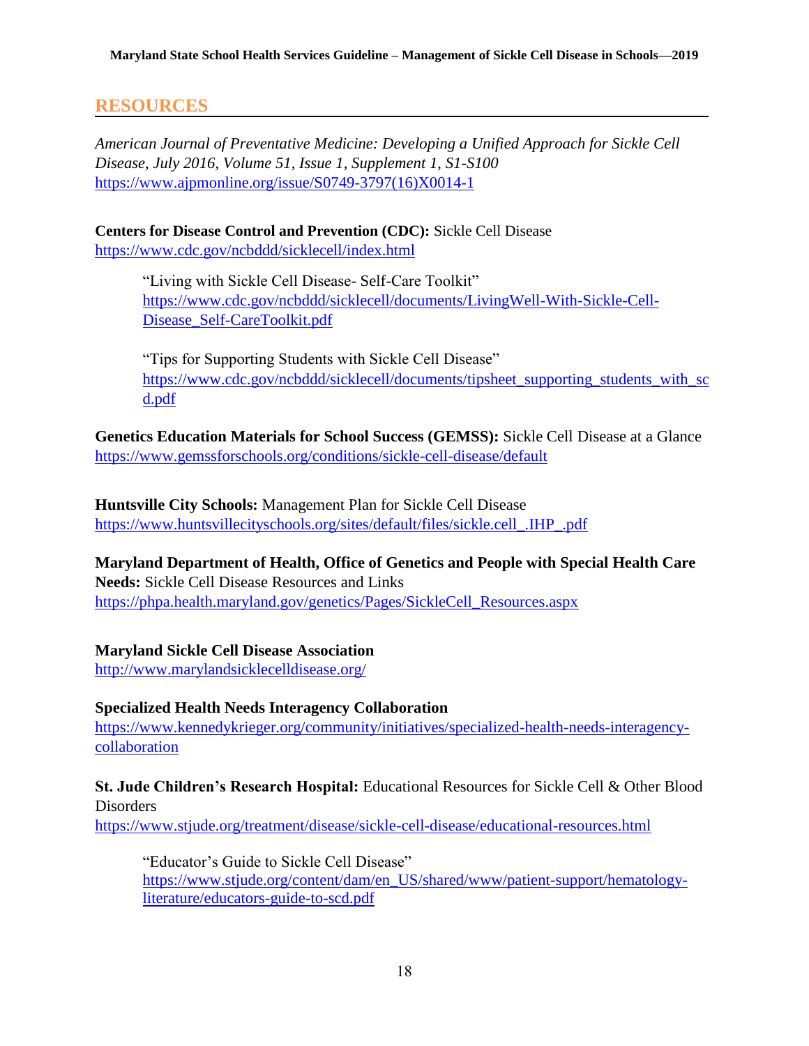## RESOURCES

*American Journal of Preventative Medicine: Developing a Unified Approach for Sickle Cell Disease, July 2016, Volume 51, Issue 1, Supplement 1, S1-S100*
https://www.ajpmonline.org/issue/S0749-3797(16)X0014-1

**Centers for Disease Control and Prevention (CDC):** Sickle Cell Disease
https://www.cdc.gov/ncbddd/sicklecell/index.html

> "Living with Sickle Cell Disease- Self-Care Toolkit"
> https://www.cdc.gov/ncbddd/sicklecell/documents/LivingWell-With-Sickle-Cell-Disease_Self-CareToolkit.pdf
>
> "Tips for Supporting Students with Sickle Cell Disease"
> https://www.cdc.gov/ncbddd/sicklecell/documents/tipsheet_supporting_students_with_scd.pdf

**Genetics Education Materials for School Success (GEMSS):** Sickle Cell Disease at a Glance
https://www.gemssforschools.org/conditions/sickle-cell-disease/default

**Huntsville City Schools:** Management Plan for Sickle Cell Disease
https://www.huntsvillecityschools.org/sites/default/files/sickle.cell_.IHP_.pdf

**Maryland Department of Health, Office of Genetics and People with Special Health Care Needs:** Sickle Cell Disease Resources and Links
https://phpa.health.maryland.gov/genetics/Pages/SickleCell_Resources.aspx

**Maryland Sickle Cell Disease Association**
http://www.marylandsicklecelldisease.org/

**Specialized Health Needs Interagency Collaboration**
https://www.kennedykrieger.org/community/initiatives/specialized-health-needs-interagency-collaboration

**St. Jude Children's Research Hospital:** Educational Resources for Sickle Cell & Other Blood Disorders
https://www.stjude.org/treatment/disease/sickle-cell-disease/educational-resources.html

> "Educator's Guide to Sickle Cell Disease"
> https://www.stjude.org/content/dam/en_US/shared/www/patient-support/hematology-literature/educators-guide-to-scd.pdf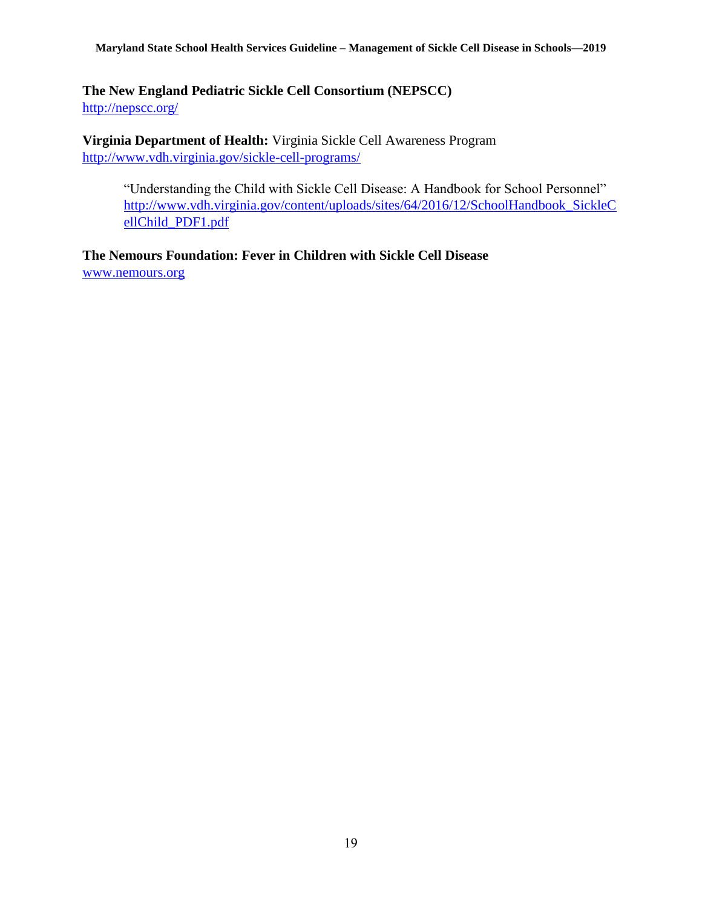**The New England Pediatric Sickle Cell Consortium (NEPSCC)**
http://nepscc.org/

**Virginia Department of Health:** Virginia Sickle Cell Awareness Program
http://www.vdh.virginia.gov/sickle-cell-programs/

> "Understanding the Child with Sickle Cell Disease: A Handbook for School Personnel"
> http://www.vdh.virginia.gov/content/uploads/sites/64/2016/12/SchoolHandbook_SickleCellChild_PDF1.pdf

**The Nemours Foundation: Fever in Children with Sickle Cell Disease**
www.nemours.org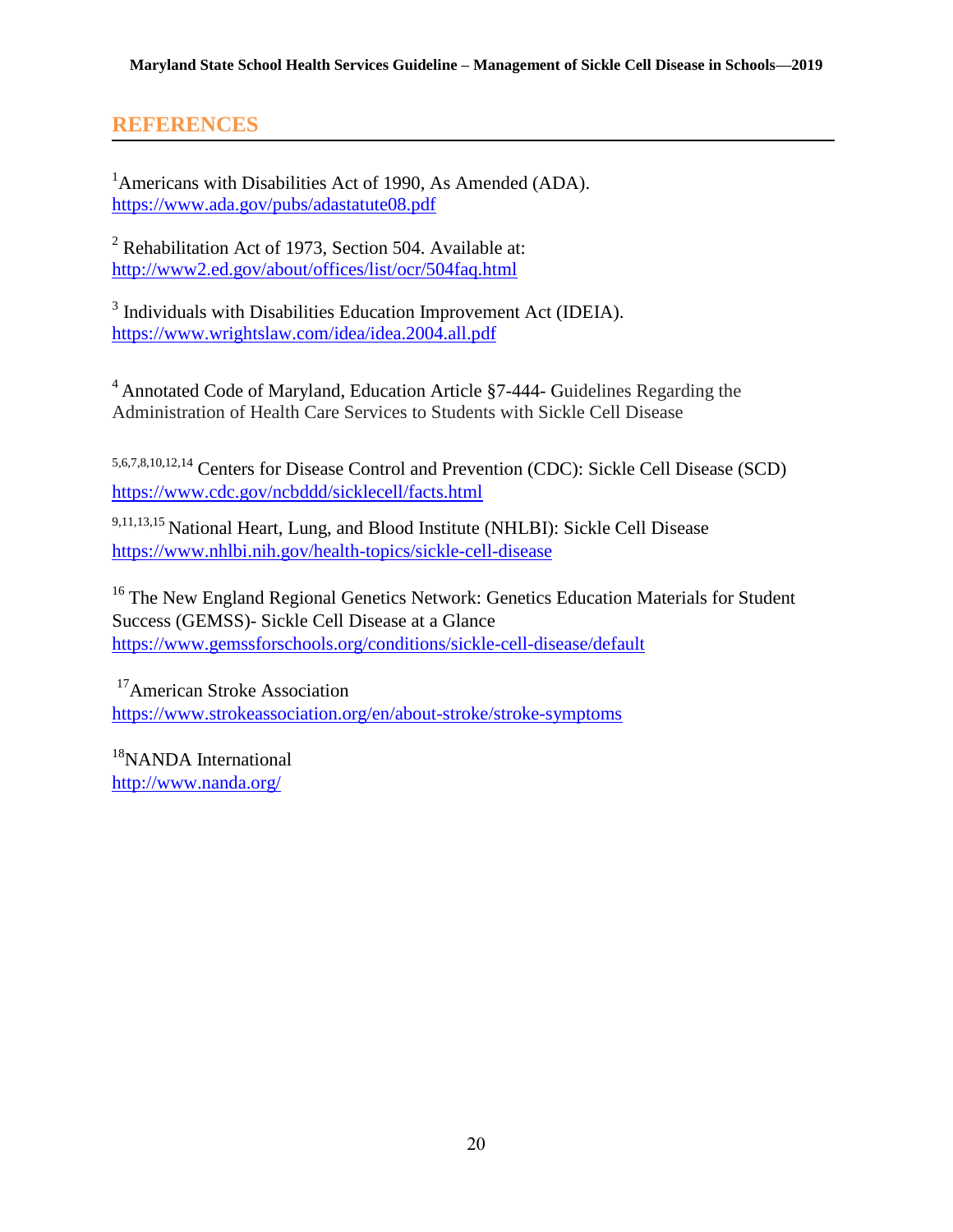## REFERENCES

[1]Americans with Disabilities Act of 1990, As Amended (ADA).
https://www.ada.gov/pubs/adastatute08.pdf

[2] Rehabilitation Act of 1973, Section 504. Available at:
http://www2.ed.gov/about/offices/list/ocr/504faq.html

[3] Individuals with Disabilities Education Improvement Act (IDEIA).
https://www.wrightslaw.com/idea/idea.2004.all.pdf

[4] Annotated Code of Maryland, Education Article §7-444- Guidelines Regarding the Administration of Health Care Services to Students with Sickle Cell Disease

[5,6,7,8,10,12,14] Centers for Disease Control and Prevention (CDC): Sickle Cell Disease (SCD)
https://www.cdc.gov/ncbddd/sicklecell/facts.html

[9,11,13,15] National Heart, Lung, and Blood Institute (NHLBI): Sickle Cell Disease
https://www.nhlbi.nih.gov/health-topics/sickle-cell-disease

[16] The New England Regional Genetics Network: Genetics Education Materials for Student Success (GEMSS)- Sickle Cell Disease at a Glance
https://www.gemssforschools.org/conditions/sickle-cell-disease/default

[17]American Stroke Association
https://www.strokeassociation.org/en/about-stroke/stroke-symptoms

[18]NANDA International
http://www.nanda.org/